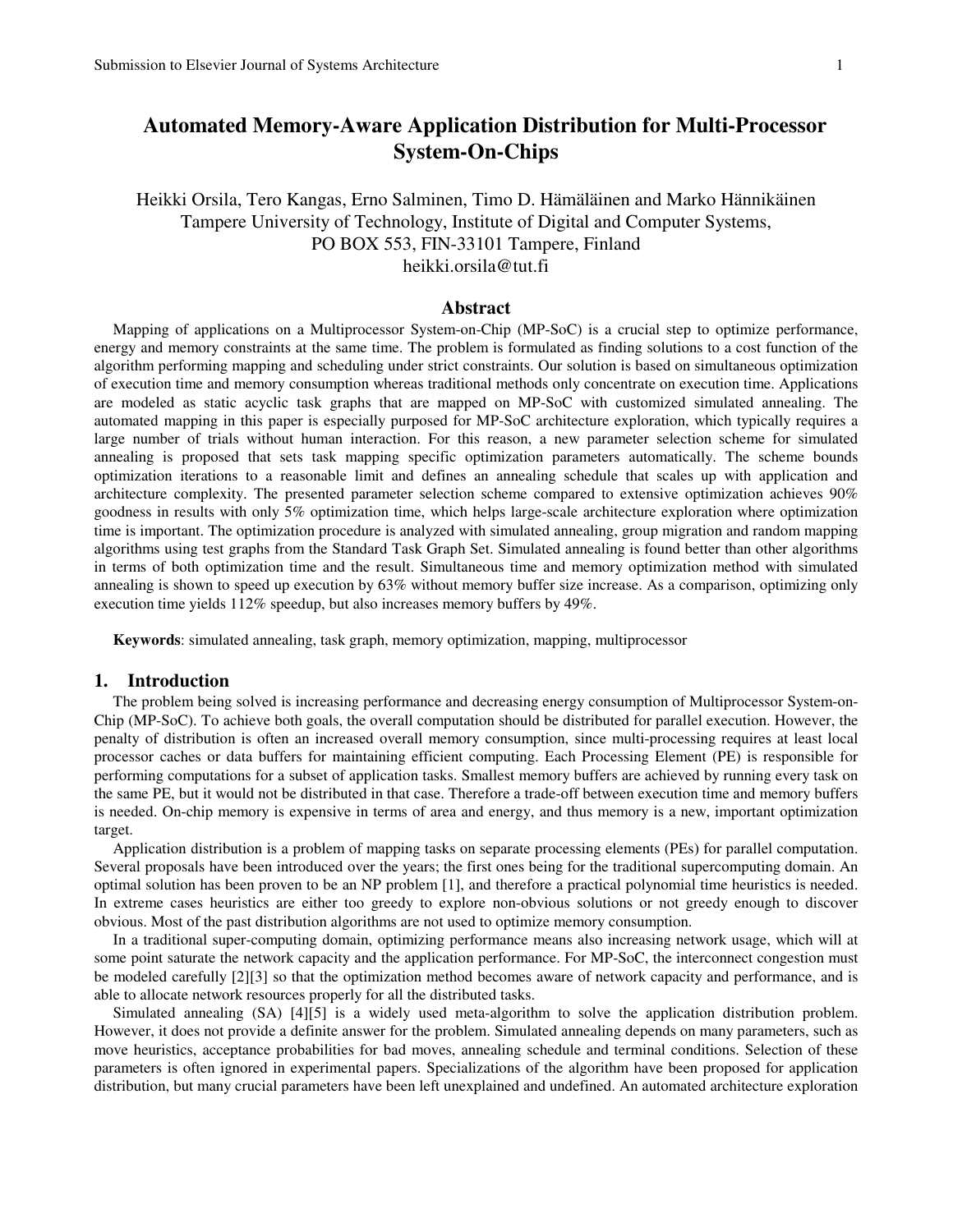# Automated Memory-Aware Application Distribution for Multi-Processor System-On-Chips

Heikki Orsila, Tero Kangas, Erno Salminen, Timo D. Hämäläinen and Marko Hännikäinen
Tampere University of Technology, Institute of Digital and Computer Systems,
PO BOX 553, FIN-33101 Tampere, Finland
heikki.orsila@tut.fi

## Abstract

Mapping of applications on a Multiprocessor System-on-Chip (MP-SoC) is a crucial step to optimize performance, energy and memory constraints at the same time. The problem is formulated as finding solutions to a cost function of the algorithm performing mapping and scheduling under strict constraints. Our solution is based on simultaneous optimization of execution time and memory consumption whereas traditional methods only concentrate on execution time. Applications are modeled as static acyclic task graphs that are mapped on MP-SoC with customized simulated annealing. The automated mapping in this paper is especially purposed for MP-SoC architecture exploration, which typically requires a large number of trials without human interaction. For this reason, a new parameter selection scheme for simulated annealing is proposed that sets task mapping specific optimization parameters automatically. The scheme bounds optimization iterations to a reasonable limit and defines an annealing schedule that scales up with application and architecture complexity. The presented parameter selection scheme compared to extensive optimization achieves 90% goodness in results with only 5% optimization time, which helps large-scale architecture exploration where optimization time is important. The optimization procedure is analyzed with simulated annealing, group migration and random mapping algorithms using test graphs from the Standard Task Graph Set. Simulated annealing is found better than other algorithms in terms of both optimization time and the result. Simultaneous time and memory optimization method with simulated annealing is shown to speed up execution by 63% without memory buffer size increase. As a comparison, optimizing only execution time yields 112% speedup, but also increases memory buffers by 49%.

**Keywords**: simulated annealing, task graph, memory optimization, mapping, multiprocessor

## 1. Introduction

The problem being solved is increasing performance and decreasing energy consumption of Multiprocessor System-on-Chip (MP-SoC). To achieve both goals, the overall computation should be distributed for parallel execution. However, the penalty of distribution is often an increased overall memory consumption, since multi-processing requires at least local processor caches or data buffers for maintaining efficient computing. Each Processing Element (PE) is responsible for performing computations for a subset of application tasks. Smallest memory buffers are achieved by running every task on the same PE, but it would not be distributed in that case. Therefore a trade-off between execution time and memory buffers is needed. On-chip memory is expensive in terms of area and energy, and thus memory is a new, important optimization target.

Application distribution is a problem of mapping tasks on separate processing elements (PEs) for parallel computation. Several proposals have been introduced over the years; the first ones being for the traditional supercomputing domain. An optimal solution has been proven to be an NP problem [1], and therefore a practical polynomial time heuristics is needed. In extreme cases heuristics are either too greedy to explore non-obvious solutions or not greedy enough to discover obvious. Most of the past distribution algorithms are not used to optimize memory consumption.

In a traditional super-computing domain, optimizing performance means also increasing network usage, which will at some point saturate the network capacity and the application performance. For MP-SoC, the interconnect congestion must be modeled carefully [2][3] so that the optimization method becomes aware of network capacity and performance, and is able to allocate network resources properly for all the distributed tasks.

Simulated annealing (SA) [4][5] is a widely used meta-algorithm to solve the application distribution problem. However, it does not provide a definite answer for the problem. Simulated annealing depends on many parameters, such as move heuristics, acceptance probabilities for bad moves, annealing schedule and terminal conditions. Selection of these parameters is often ignored in experimental papers. Specializations of the algorithm have been proposed for application distribution, but many crucial parameters have been left unexplained and undefined. An automated architecture exploration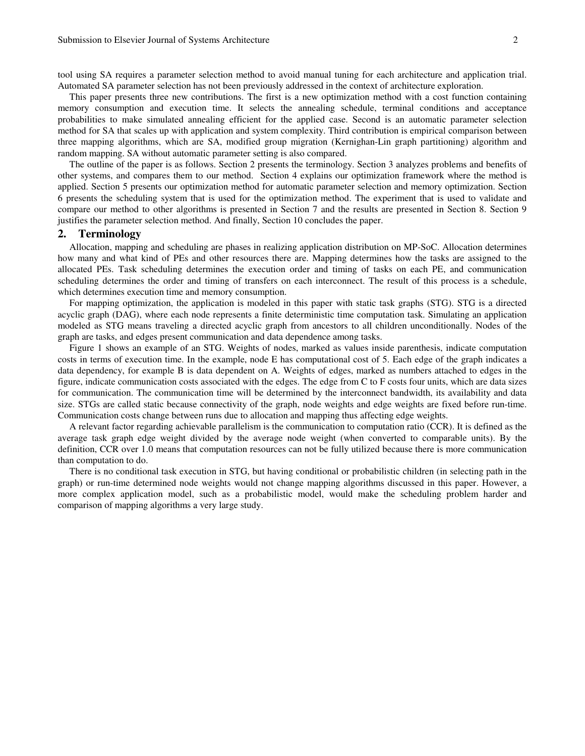tool using SA requires a parameter selection method to avoid manual tuning for each architecture and application trial. Automated SA parameter selection has not been previously addressed in the context of architecture exploration.

This paper presents three new contributions. The first is a new optimization method with a cost function containing memory consumption and execution time. It selects the annealing schedule, terminal conditions and acceptance probabilities to make simulated annealing efficient for the applied case. Second is an automatic parameter selection method for SA that scales up with application and system complexity. Third contribution is empirical comparison between three mapping algorithms, which are SA, modified group migration (Kernighan-Lin graph partitioning) algorithm and random mapping. SA without automatic parameter setting is also compared.

The outline of the paper is as follows. Section 2 presents the terminology. Section 3 analyzes problems and benefits of other systems, and compares them to our method. Section 4 explains our optimization framework where the method is applied. Section 5 presents our optimization method for automatic parameter selection and memory optimization. Section 6 presents the scheduling system that is used for the optimization method. The experiment that is used to validate and compare our method to other algorithms is presented in Section 7 and the results are presented in Section 8. Section 9 justifies the parameter selection method. And finally, Section 10 concludes the paper.

## 2. Terminology

Allocation, mapping and scheduling are phases in realizing application distribution on MP-SoC. Allocation determines how many and what kind of PEs and other resources there are. Mapping determines how the tasks are assigned to the allocated PEs. Task scheduling determines the execution order and timing of tasks on each PE, and communication scheduling determines the order and timing of transfers on each interconnect. The result of this process is a schedule, which determines execution time and memory consumption.

For mapping optimization, the application is modeled in this paper with static task graphs (STG). STG is a directed acyclic graph (DAG), where each node represents a finite deterministic time computation task. Simulating an application modeled as STG means traveling a directed acyclic graph from ancestors to all children unconditionally. Nodes of the graph are tasks, and edges present communication and data dependence among tasks.

Figure 1 shows an example of an STG. Weights of nodes, marked as values inside parenthesis, indicate computation costs in terms of execution time. In the example, node E has computational cost of 5. Each edge of the graph indicates a data dependency, for example B is data dependent on A. Weights of edges, marked as numbers attached to edges in the figure, indicate communication costs associated with the edges. The edge from C to F costs four units, which are data sizes for communication. The communication time will be determined by the interconnect bandwidth, its availability and data size. STGs are called static because connectivity of the graph, node weights and edge weights are fixed before run-time. Communication costs change between runs due to allocation and mapping thus affecting edge weights.

A relevant factor regarding achievable parallelism is the communication to computation ratio (CCR). It is defined as the average task graph edge weight divided by the average node weight (when converted to comparable units). By the definition, CCR over 1.0 means that computation resources can not be fully utilized because there is more communication than computation to do.

There is no conditional task execution in STG, but having conditional or probabilistic children (in selecting path in the graph) or run-time determined node weights would not change mapping algorithms discussed in this paper. However, a more complex application model, such as a probabilistic model, would make the scheduling problem harder and comparison of mapping algorithms a very large study.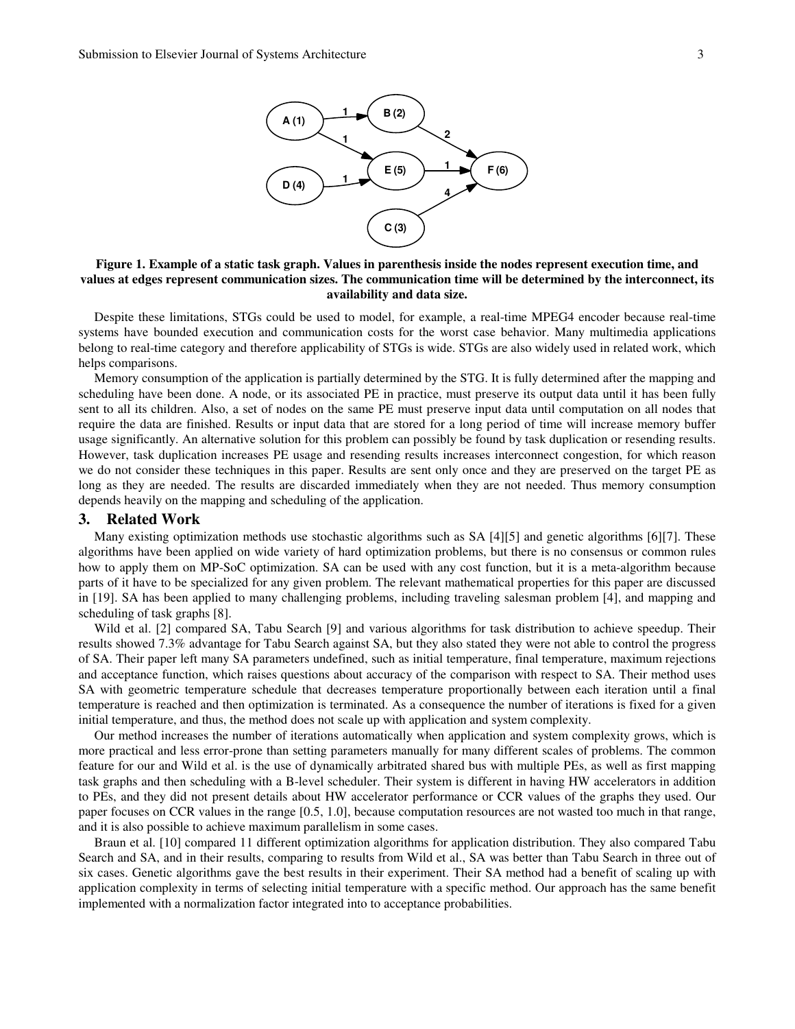Figure 1. Example of a static task graph. Values in parenthesis inside the nodes represent execution time, and values at edges represent communication sizes. The communication time will be determined by the interconnect, its availability and data size.

Despite these limitations, STGs could be used to model, for example, a real-time MPEG4 encoder because real-time systems have bounded execution and communication costs for the worst case behavior. Many multimedia applications belong to real-time category and therefore applicability of STGs is wide. STGs are also widely used in related work, which helps comparisons.

Memory consumption of the application is partially determined by the STG. It is fully determined after the mapping and scheduling have been done. A node, or its associated PE in practice, must preserve its output data until it has been fully sent to all its children. Also, a set of nodes on the same PE must preserve input data until computation on all nodes that require the data are finished. Results or input data that are stored for a long period of time will increase memory buffer usage significantly. An alternative solution for this problem can possibly be found by task duplication or resending results. However, task duplication increases PE usage and resending results increases interconnect congestion, for which reason we do not consider these techniques in this paper. Results are sent only once and they are preserved on the target PE as long as they are needed. The results are discarded immediately when they are not needed. Thus memory consumption depends heavily on the mapping and scheduling of the application.

## 3. Related Work

Many existing optimization methods use stochastic algorithms such as SA [4][5] and genetic algorithms [6][7]. These algorithms have been applied on wide variety of hard optimization problems, but there is no consensus or common rules how to apply them on MP-SoC optimization. SA can be used with any cost function, but it is a meta-algorithm because parts of it have to be specialized for any given problem. The relevant mathematical properties for this paper are discussed in [19]. SA has been applied to many challenging problems, including traveling salesman problem [4], and mapping and scheduling of task graphs [8].

Wild et al. [2] compared SA, Tabu Search [9] and various algorithms for task distribution to achieve speedup. Their results showed 7.3% advantage for Tabu Search against SA, but they also stated they were not able to control the progress of SA. Their paper left many SA parameters undefined, such as initial temperature, final temperature, maximum rejections and acceptance function, which raises questions about accuracy of the comparison with respect to SA. Their method uses SA with geometric temperature schedule that decreases temperature proportionally between each iteration until a final temperature is reached and then optimization is terminated. As a consequence the number of iterations is fixed for a given initial temperature, and thus, the method does not scale up with application and system complexity.

Our method increases the number of iterations automatically when application and system complexity grows, which is more practical and less error-prone than setting parameters manually for many different scales of problems. The common feature for our and Wild et al. is the use of dynamically arbitrated shared bus with multiple PEs, as well as first mapping task graphs and then scheduling with a B-level scheduler. Their system is different in having HW accelerators in addition to PEs, and they did not present details about HW accelerator performance or CCR values of the graphs they used. Our paper focuses on CCR values in the range [0.5, 1.0], because computation resources are not wasted too much in that range, and it is also possible to achieve maximum parallelism in some cases.

Braun et al. [10] compared 11 different optimization algorithms for application distribution. They also compared Tabu Search and SA, and in their results, comparing to results from Wild et al., SA was better than Tabu Search in three out of six cases. Genetic algorithms gave the best results in their experiment. Their SA method had a benefit of scaling up with application complexity in terms of selecting initial temperature with a specific method. Our approach has the same benefit implemented with a normalization factor integrated into to acceptance probabilities.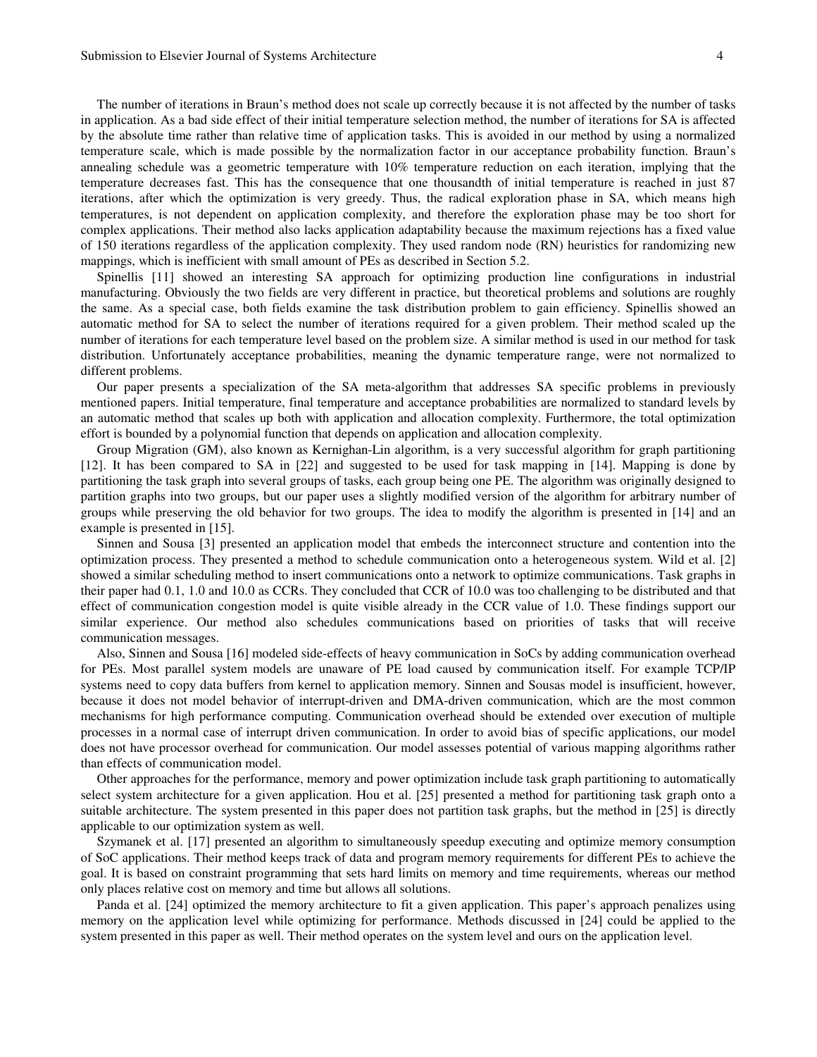The number of iterations in Braun's method does not scale up correctly because it is not affected by the number of tasks in application. As a bad side effect of their initial temperature selection method, the number of iterations for SA is affected by the absolute time rather than relative time of application tasks. This is avoided in our method by using a normalized temperature scale, which is made possible by the normalization factor in our acceptance probability function. Braun's annealing schedule was a geometric temperature with 10% temperature reduction on each iteration, implying that the temperature decreases fast. This has the consequence that one thousandth of initial temperature is reached in just 87 iterations, after which the optimization is very greedy. Thus, the radical exploration phase in SA, which means high temperatures, is not dependent on application complexity, and therefore the exploration phase may be too short for complex applications. Their method also lacks application adaptability because the maximum rejections has a fixed value of 150 iterations regardless of the application complexity. They used random node (RN) heuristics for randomizing new mappings, which is inefficient with small amount of PEs as described in Section 5.2.

Spinellis [11] showed an interesting SA approach for optimizing production line configurations in industrial manufacturing. Obviously the two fields are very different in practice, but theoretical problems and solutions are roughly the same. As a special case, both fields examine the task distribution problem to gain efficiency. Spinellis showed an automatic method for SA to select the number of iterations required for a given problem. Their method scaled up the number of iterations for each temperature level based on the problem size. A similar method is used in our method for task distribution. Unfortunately acceptance probabilities, meaning the dynamic temperature range, were not normalized to different problems.

Our paper presents a specialization of the SA meta-algorithm that addresses SA specific problems in previously mentioned papers. Initial temperature, final temperature and acceptance probabilities are normalized to standard levels by an automatic method that scales up both with application and allocation complexity. Furthermore, the total optimization effort is bounded by a polynomial function that depends on application and allocation complexity.

Group Migration (GM), also known as Kernighan-Lin algorithm, is a very successful algorithm for graph partitioning [12]. It has been compared to SA in [22] and suggested to be used for task mapping in [14]. Mapping is done by partitioning the task graph into several groups of tasks, each group being one PE. The algorithm was originally designed to partition graphs into two groups, but our paper uses a slightly modified version of the algorithm for arbitrary number of groups while preserving the old behavior for two groups. The idea to modify the algorithm is presented in [14] and an example is presented in [15].

Sinnen and Sousa [3] presented an application model that embeds the interconnect structure and contention into the optimization process. They presented a method to schedule communication onto a heterogeneous system. Wild et al. [2] showed a similar scheduling method to insert communications onto a network to optimize communications. Task graphs in their paper had 0.1, 1.0 and 10.0 as CCRs. They concluded that CCR of 10.0 was too challenging to be distributed and that effect of communication congestion model is quite visible already in the CCR value of 1.0. These findings support our similar experience. Our method also schedules communications based on priorities of tasks that will receive communication messages.

Also, Sinnen and Sousa [16] modeled side-effects of heavy communication in SoCs by adding communication overhead for PEs. Most parallel system models are unaware of PE load caused by communication itself. For example TCP/IP systems need to copy data buffers from kernel to application memory. Sinnen and Sousas model is insufficient, however, because it does not model behavior of interrupt-driven and DMA-driven communication, which are the most common mechanisms for high performance computing. Communication overhead should be extended over execution of multiple processes in a normal case of interrupt driven communication. In order to avoid bias of specific applications, our model does not have processor overhead for communication. Our model assesses potential of various mapping algorithms rather than effects of communication model.

Other approaches for the performance, memory and power optimization include task graph partitioning to automatically select system architecture for a given application. Hou et al. [25] presented a method for partitioning task graph onto a suitable architecture. The system presented in this paper does not partition task graphs, but the method in [25] is directly applicable to our optimization system as well.

Szymanek et al. [17] presented an algorithm to simultaneously speedup executing and optimize memory consumption of SoC applications. Their method keeps track of data and program memory requirements for different PEs to achieve the goal. It is based on constraint programming that sets hard limits on memory and time requirements, whereas our method only places relative cost on memory and time but allows all solutions.

Panda et al. [24] optimized the memory architecture to fit a given application. This paper's approach penalizes using memory on the application level while optimizing for performance. Methods discussed in [24] could be applied to the system presented in this paper as well. Their method operates on the system level and ours on the application level.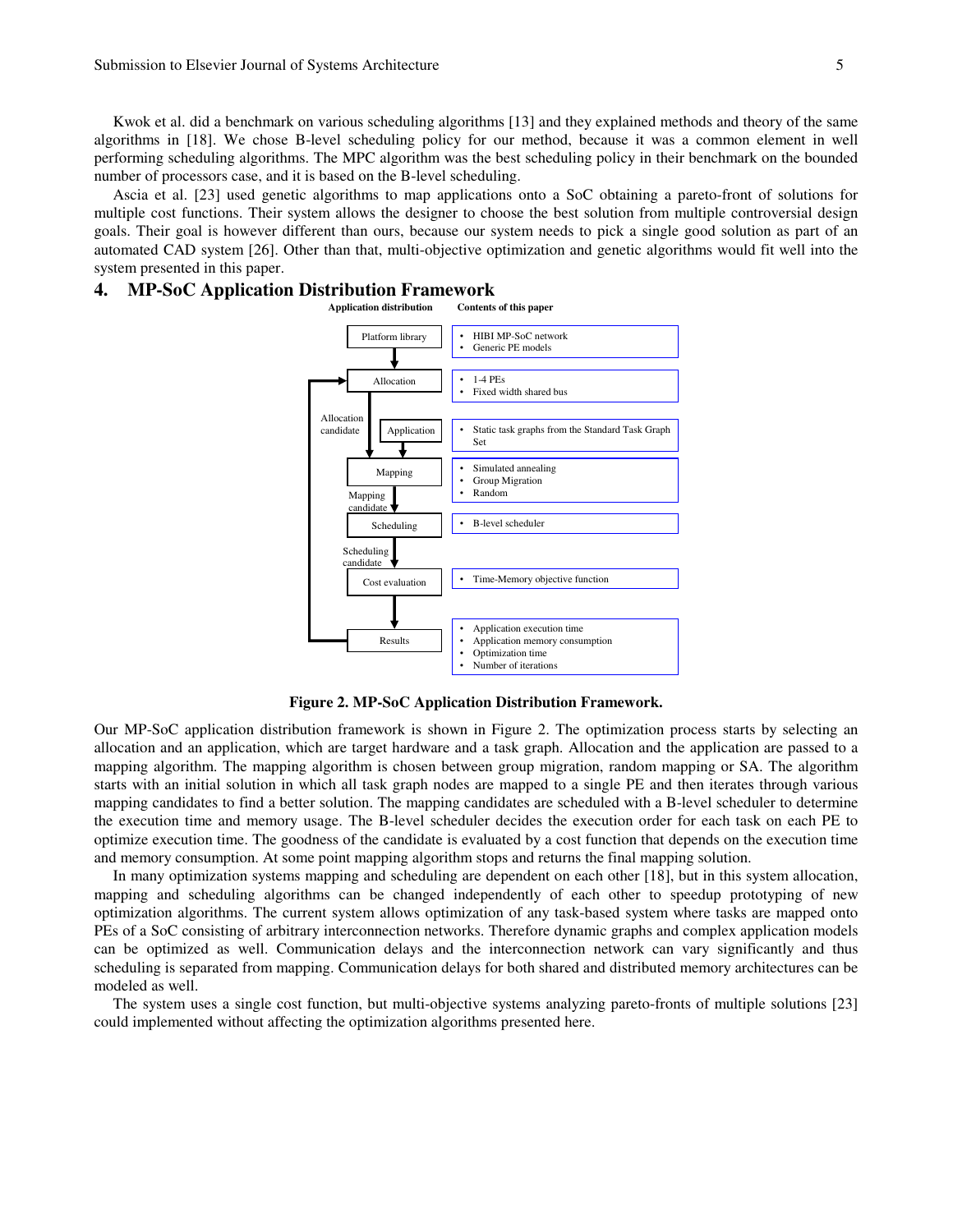Kwok et al. did a benchmark on various scheduling algorithms [13] and they explained methods and theory of the same algorithms in [18]. We chose B-level scheduling policy for our method, because it was a common element in well performing scheduling algorithms. The MPC algorithm was the best scheduling policy in their benchmark on the bounded number of processors case, and it is based on the B-level scheduling.

Ascia et al. [23] used genetic algorithms to map applications onto a SoC obtaining a pareto-front of solutions for multiple cost functions. Their system allows the designer to choose the best solution from multiple controversial design goals. Their goal is however different than ours, because our system needs to pick a single good solution as part of an automated CAD system [26]. Other than that, multi-objective optimization and genetic algorithms would fit well into the system presented in this paper.

# 4. MP-SoC Application Distribution Framework

| Application distribution | Contents of this paper |
| --- | --- |
| Platform library | • HIBI MP-SoC network<br>• Generic PE models |
| Allocation | • 1-4 PEs<br>• Fixed width shared bus |
| Application | • Static task graphs from the Standard Task Graph Set |
| Mapping | • Simulated annealing<br>• Group Migration<br>• Random |
| Scheduling | • B-level scheduler |
| Cost evaluation | • Time-Memory objective function |
| Results | • Application execution time<br>• Application memory consumption<br>• Optimization time<br>• Number of iterations |

**Figure 2. MP-SoC Application Distribution Framework.**

Our MP-SoC application distribution framework is shown in Figure 2. The optimization process starts by selecting an allocation and an application, which are target hardware and a task graph. Allocation and the application are passed to a mapping algorithm. The mapping algorithm is chosen between group migration, random mapping or SA. The algorithm starts with an initial solution in which all task graph nodes are mapped to a single PE and then iterates through various mapping candidates to find a better solution. The mapping candidates are scheduled with a B-level scheduler to determine the execution time and memory usage. The B-level scheduler decides the execution order for each task on each PE to optimize execution time. The goodness of the candidate is evaluated by a cost function that depends on the execution time and memory consumption. At some point mapping algorithm stops and returns the final mapping solution.

In many optimization systems mapping and scheduling are dependent on each other [18], but in this system allocation, mapping and scheduling algorithms can be changed independently of each other to speedup prototyping of new optimization algorithms. The current system allows optimization of any task-based system where tasks are mapped onto PEs of a SoC consisting of arbitrary interconnection networks. Therefore dynamic graphs and complex application models can be optimized as well. Communication delays and the interconnection network can vary significantly and thus scheduling is separated from mapping. Communication delays for both shared and distributed memory architectures can be modeled as well.

The system uses a single cost function, but multi-objective systems analyzing pareto-fronts of multiple solutions [23] could implemented without affecting the optimization algorithms presented here.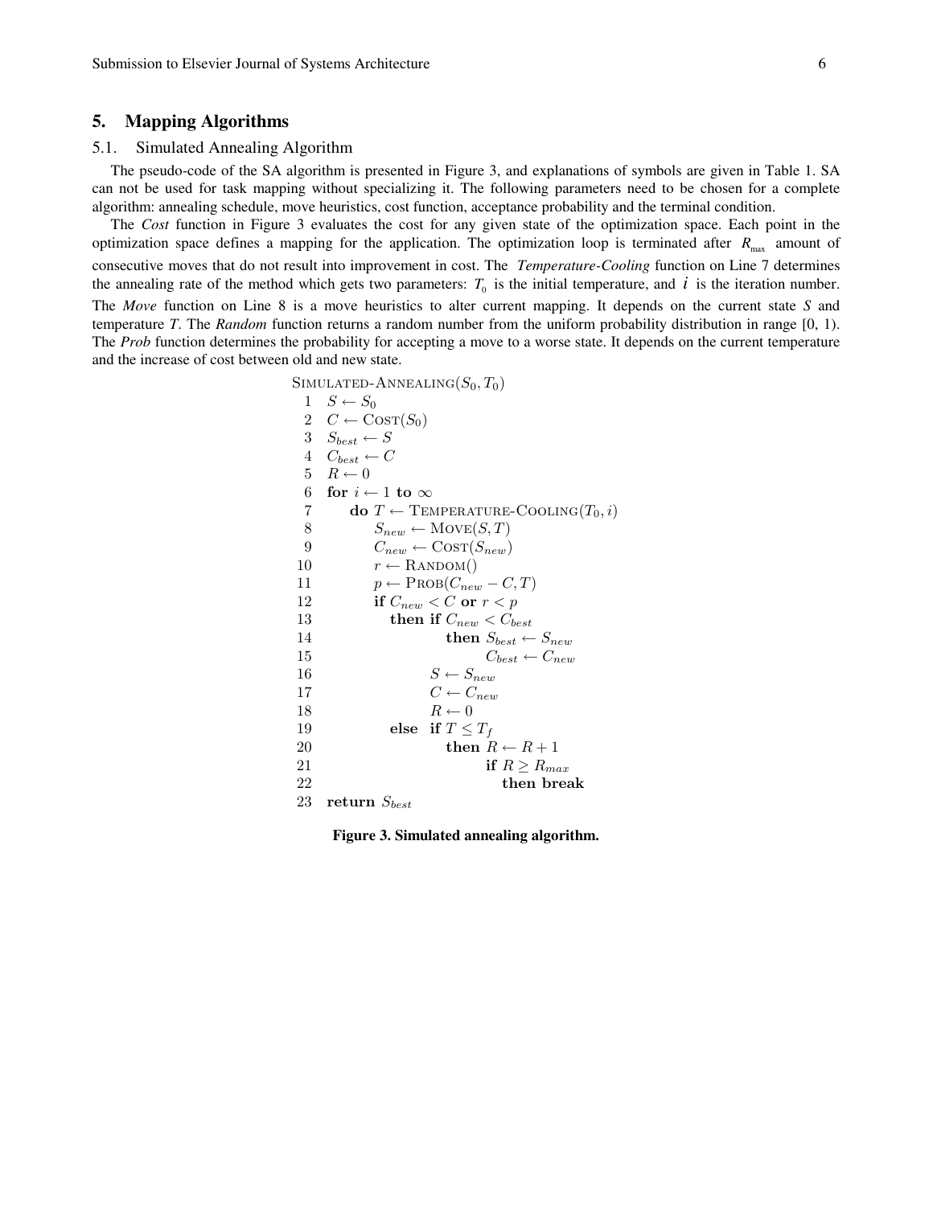## 5. Mapping Algorithms

### 5.1. Simulated Annealing Algorithm

The pseudo-code of the SA algorithm is presented in Figure 3, and explanations of symbols are given in Table 1. SA can not be used for task mapping without specializing it. The following parameters need to be chosen for a complete algorithm: annealing schedule, move heuristics, cost function, acceptance probability and the terminal condition.

The *Cost* function in Figure 3 evaluates the cost for any given state of the optimization space. Each point in the optimization space defines a mapping for the application. The optimization loop is terminated after $R_{max}$ amount of consecutive moves that do not result into improvement in cost. The *Temperature-Cooling* function on Line 7 determines the annealing rate of the method which gets two parameters: $T_0$ is the initial temperature, and $i$ is the iteration number. The *Move* function on Line 8 is a move heuristics to alter current mapping. It depends on the current state *S* and temperature *T*. The *Random* function returns a random number from the uniform probability distribution in range [0, 1). The *Prob* function determines the probability for accepting a move to a worse state. It depends on the current temperature and the increase of cost between old and new state.

```
SIMULATED-ANNEALING(S_0, T_0)
 1  S ← S_0
 2  C ← COST(S_0)
 3  S_best ← S
 4  C_best ← C
 5  R ← 0
 6  for i ← 1 to ∞
 7      do T ← TEMPERATURE-COOLING(T_0, i)
 8         S_new ← MOVE(S, T)
 9         C_new ← COST(S_new)
10         r ← RANDOM()
11         p ← PROB(C_new − C, T)
12         if C_new < C or r < p
13            then if C_new < C_best
14                    then S_best ← S_new
15                         C_best ← C_new
16                 S ← S_new
17                 C ← C_new
18                 R ← 0
19            else if T ≤ T_f
20                    then R ← R + 1
21                         if R ≥ R_max
22                            then break
23  return S_best
```

**Figure 3. Simulated annealing algorithm.**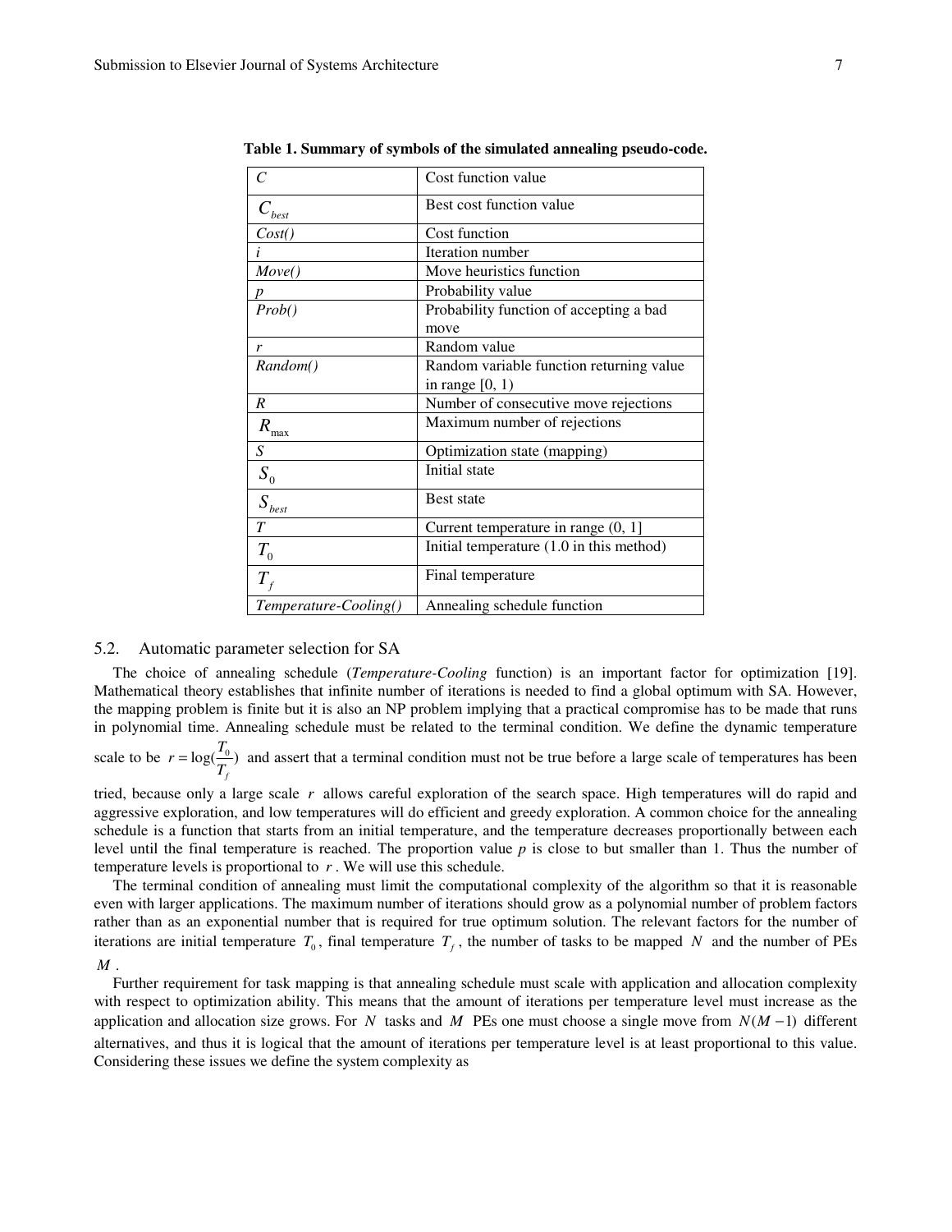**Table 1. Summary of symbols of the simulated annealing pseudo-code.**

| | |
|---|---|
| $C$ | Cost function value |
| $C_{best}$ | Best cost function value |
| *Cost()* | Cost function |
| $i$ | Iteration number |
| *Move()* | Move heuristics function |
| $p$ | Probability value |
| *Prob()* | Probability function of accepting a bad move |
| $r$ | Random value |
| *Random()* | Random variable function returning value in range [0, 1) |
| $R$ | Number of consecutive move rejections |
| $R_{\max}$ | Maximum number of rejections |
| $S$ | Optimization state (mapping) |
| $S_0$ | Initial state |
| $S_{best}$ | Best state |
| $T$ | Current temperature in range (0, 1] |
| $T_0$ | Initial temperature (1.0 in this method) |
| $T_f$ | Final temperature |
| *Temperature-Cooling()* | Annealing schedule function |

## 5.2. Automatic parameter selection for SA

The choice of annealing schedule (*Temperature-Cooling* function) is an important factor for optimization [19]. Mathematical theory establishes that infinite number of iterations is needed to find a global optimum with SA. However, the mapping problem is finite but it is also an NP problem implying that a practical compromise has to be made that runs in polynomial time. Annealing schedule must be related to the terminal condition. We define the dynamic temperature scale to be $r = \log(\frac{T_0}{T_f})$ and assert that a terminal condition must not be true before a large scale of temperatures has been tried, because only a large scale $r$ allows careful exploration of the search space. High temperatures will do rapid and aggressive exploration, and low temperatures will do efficient and greedy exploration. A common choice for the annealing schedule is a function that starts from an initial temperature, and the temperature decreases proportionally between each level until the final temperature is reached. The proportion value *p* is close to but smaller than 1. Thus the number of temperature levels is proportional to $r$. We will use this schedule.

The terminal condition of annealing must limit the computational complexity of the algorithm so that it is reasonable even with larger applications. The maximum number of iterations should grow as a polynomial number of problem factors rather than as an exponential number that is required for true optimum solution. The relevant factors for the number of iterations are initial temperature $T_0$, final temperature $T_f$, the number of tasks to be mapped $N$ and the number of PEs $M$.

Further requirement for task mapping is that annealing schedule must scale with application and allocation complexity with respect to optimization ability. This means that the amount of iterations per temperature level must increase as the application and allocation size grows. For $N$ tasks and $M$ PEs one must choose a single move from $N(M-1)$ different alternatives, and thus it is logical that the amount of iterations per temperature level is at least proportional to this value. Considering these issues we define the system complexity as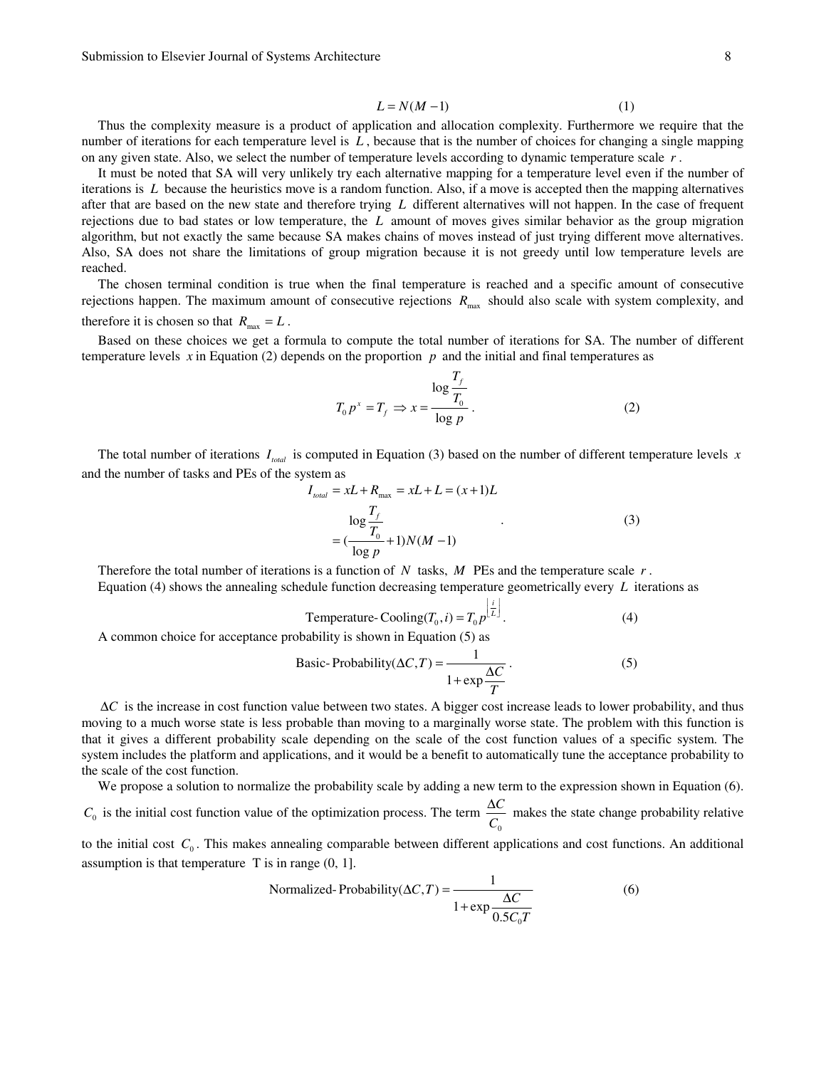$$L = N(M-1) \tag{1}$$

Thus the complexity measure is a product of application and allocation complexity. Furthermore we require that the number of iterations for each temperature level is $L$, because that is the number of choices for changing a single mapping on any given state. Also, we select the number of temperature levels according to dynamic temperature scale $r$.

It must be noted that SA will very unlikely try each alternative mapping for a temperature level even if the number of iterations is $L$ because the heuristics move is a random function. Also, if a move is accepted then the mapping alternatives after that are based on the new state and therefore trying $L$ different alternatives will not happen. In the case of frequent rejections due to bad states or low temperature, the $L$ amount of moves gives similar behavior as the group migration algorithm, but not exactly the same because SA makes chains of moves instead of just trying different move alternatives. Also, SA does not share the limitations of group migration because it is not greedy until low temperature levels are reached.

The chosen terminal condition is true when the final temperature is reached and a specific amount of consecutive rejections happen. The maximum amount of consecutive rejections $R_{\max}$ should also scale with system complexity, and therefore it is chosen so that $R_{\max} = L$.

Based on these choices we get a formula to compute the total number of iterations for SA. The number of different temperature levels $x$ in Equation (2) depends on the proportion $p$ and the initial and final temperatures as

$$T_0 p^x = T_f \Rightarrow x = \frac{\log \frac{T_f}{T_0}}{\log p}. \tag{2}$$

The total number of iterations $I_{total}$ is computed in Equation (3) based on the number of different temperature levels $x$ and the number of tasks and PEs of the system as

$$\begin{aligned} I_{total} &= xL + R_{\max} = xL + L = (x+1)L \\ &= \left(\frac{\log \frac{T_f}{T_0}}{\log p} + 1\right) N(M-1) \end{aligned} \tag{3}$$

Therefore the total number of iterations is a function of $N$ tasks, $M$ PEs and the temperature scale $r$.

Equation (4) shows the annealing schedule function decreasing temperature geometrically every $L$ iterations as

$$\text{Temperature-Cooling}(T_0, i) = T_0 p^{\left\lfloor \frac{i}{L} \right\rfloor}. \tag{4}$$

A common choice for acceptance probability is shown in Equation (5) as

$$\text{Basic-Probability}(\Delta C, T) = \frac{1}{1 + \exp \frac{\Delta C}{T}}. \tag{5}$$

$\Delta C$ is the increase in cost function value between two states. A bigger cost increase leads to lower probability, and thus moving to a much worse state is less probable than moving to a marginally worse state. The problem with this function is that it gives a different probability scale depending on the scale of the cost function values of a specific system. The system includes the platform and applications, and it would be a benefit to automatically tune the acceptance probability to the scale of the cost function.

We propose a solution to normalize the probability scale by adding a new term to the expression shown in Equation (6). $C_0$ is the initial cost function value of the optimization process. The term $\frac{\Delta C}{C_0}$ makes the state change probability relative to the initial cost $C_0$. This makes annealing comparable between different applications and cost functions. An additional assumption is that temperature T is in range (0, 1].

$$\text{Normalized-Probability}(\Delta C, T) = \frac{1}{1 + \exp \frac{\Delta C}{0.5 C_0 T}} \tag{6}$$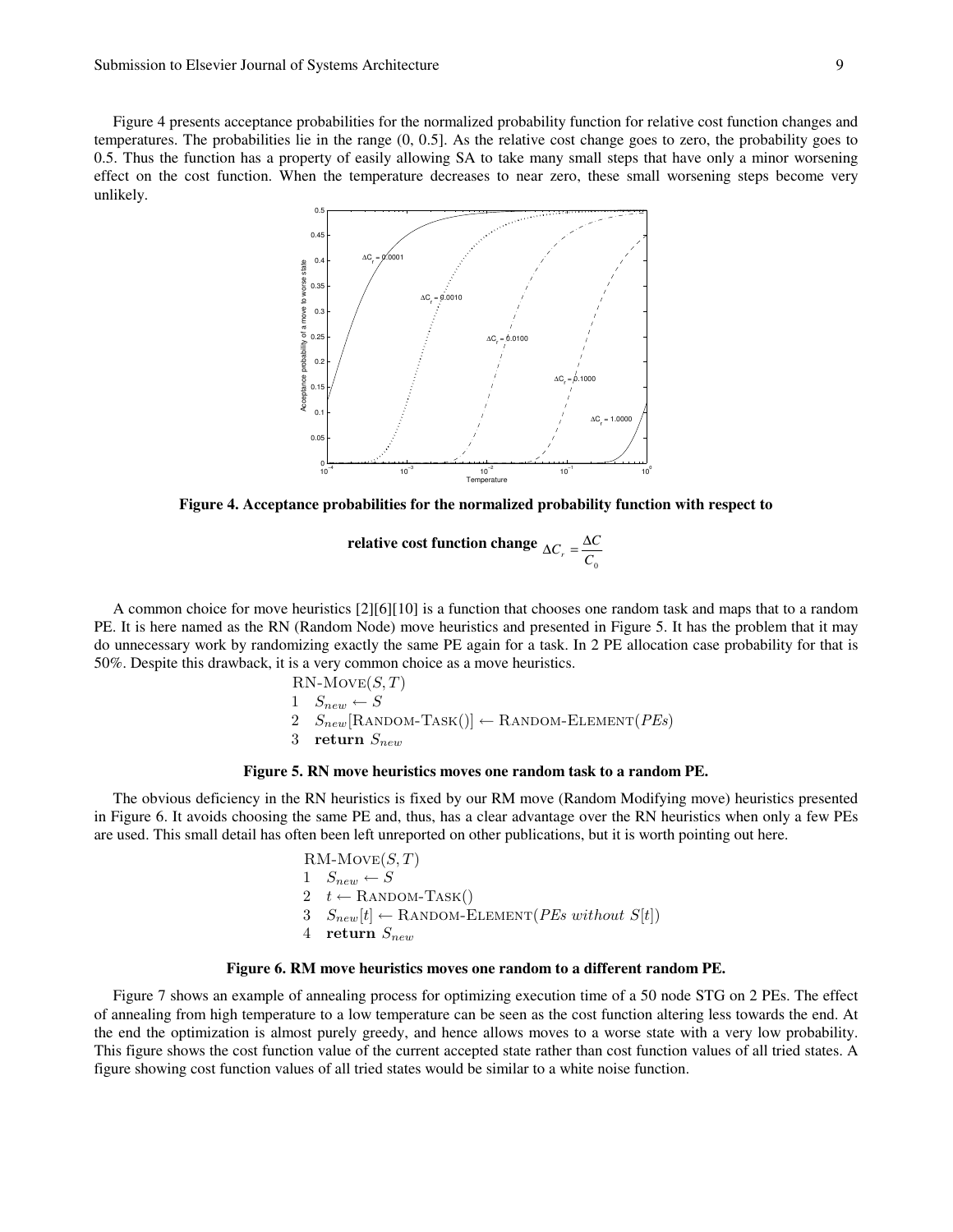Figure 4 presents acceptance probabilities for the normalized probability function for relative cost function changes and temperatures. The probabilities lie in the range (0, 0.5]. As the relative cost change goes to zero, the probability goes to 0.5. Thus the function has a property of easily allowing SA to take many small steps that have only a minor worsening effect on the cost function. When the temperature decreases to near zero, these small worsening steps become very unlikely.

**Figure 4. Acceptance probabilities for the normalized probability function with respect to relative cost function change** $\Delta C_r = \frac{\Delta C}{C_0}$

A common choice for move heuristics [2][6][10] is a function that chooses one random task and maps that to a random PE. It is here named as the RN (Random Node) move heuristics and presented in Figure 5. It has the problem that it may do unnecessary work by randomizing exactly the same PE again for a task. In 2 PE allocation case probability for that is 50%. Despite this drawback, it is a very common choice as a move heuristics.

```
RN-MOVE(S, T)
1  S_new ← S
2  S_new[RANDOM-TASK()] ← RANDOM-ELEMENT(PEs)
3  return S_new
```

**Figure 5. RN move heuristics moves one random task to a random PE.**

The obvious deficiency in the RN heuristics is fixed by our RM move (Random Modifying move) heuristics presented in Figure 6. It avoids choosing the same PE and, thus, has a clear advantage over the RN heuristics when only a few PEs are used. This small detail has often been left unreported on other publications, but it is worth pointing out here.

```
RM-MOVE(S, T)
1  S_new ← S
2  t ← RANDOM-TASK()
3  S_new[t] ← RANDOM-ELEMENT(PEs without S[t])
4  return S_new
```

**Figure 6. RM move heuristics moves one random to a different random PE.**

Figure 7 shows an example of annealing process for optimizing execution time of a 50 node STG on 2 PEs. The effect of annealing from high temperature to a low temperature can be seen as the cost function altering less towards the end. At the end the optimization is almost purely greedy, and hence allows moves to a worse state with a very low probability. This figure shows the cost function value of the current accepted state rather than cost function values of all tried states. A figure showing cost function values of all tried states would be similar to a white noise function.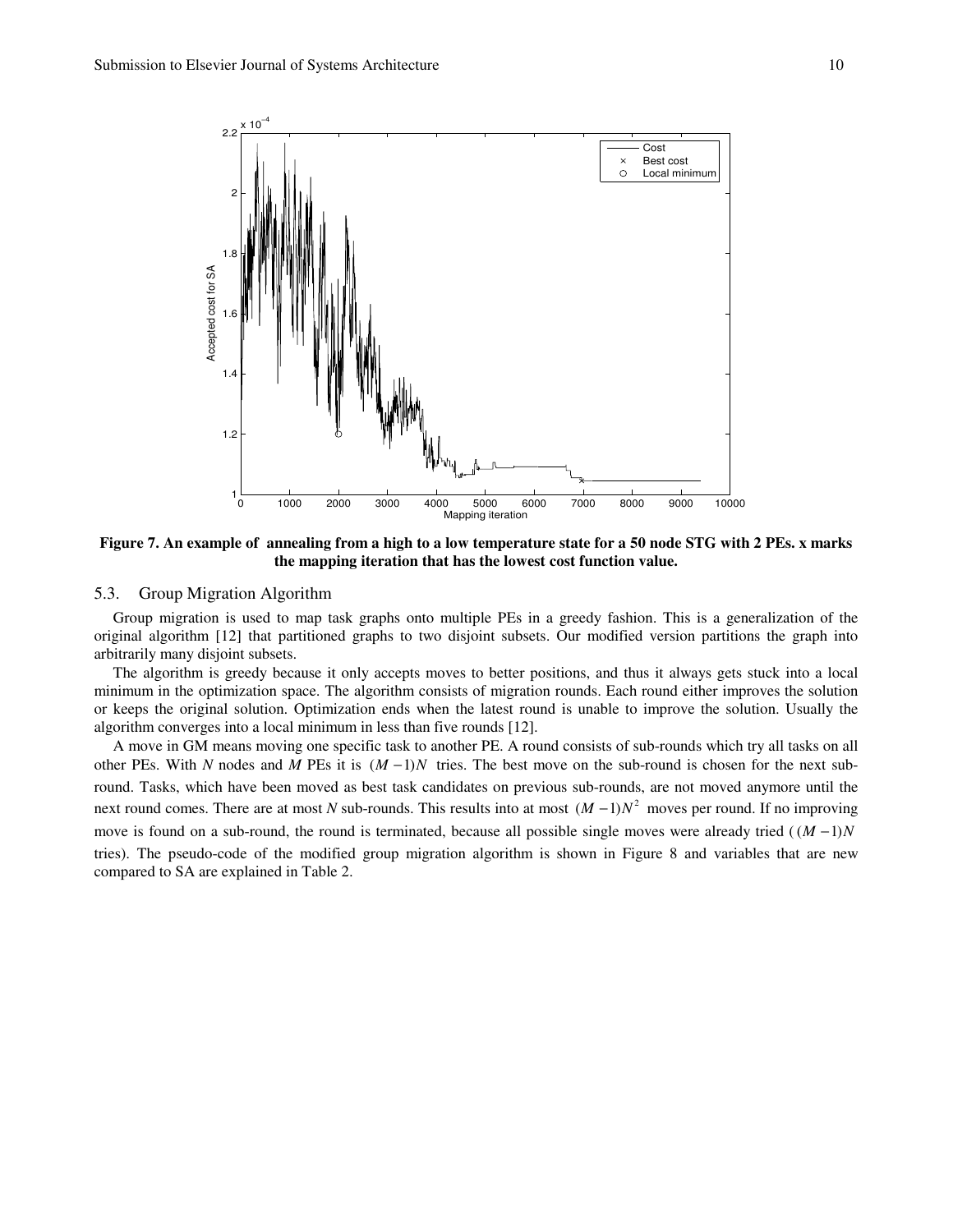Figure 7. An example of annealing from a high to a low temperature state for a 50 node STG with 2 PEs. x marks the mapping iteration that has the lowest cost function value.

## 5.3. Group Migration Algorithm

Group migration is used to map task graphs onto multiple PEs in a greedy fashion. This is a generalization of the original algorithm [12] that partitioned graphs to two disjoint subsets. Our modified version partitions the graph into arbitrarily many disjoint subsets.

The algorithm is greedy because it only accepts moves to better positions, and thus it always gets stuck into a local minimum in the optimization space. The algorithm consists of migration rounds. Each round either improves the solution or keeps the original solution. Optimization ends when the latest round is unable to improve the solution. Usually the algorithm converges into a local minimum in less than five rounds [12].

A move in GM means moving one specific task to another PE. A round consists of sub-rounds which try all tasks on all other PEs. With $N$ nodes and $M$ PEs it is $(M-1)N$ tries. The best move on the sub-round is chosen for the next sub-round. Tasks, which have been moved as best task candidates on previous sub-rounds, are not moved anymore until the next round comes. There are at most $N$ sub-rounds. This results into at most $(M-1)N^2$ moves per round. If no improving move is found on a sub-round, the round is terminated, because all possible single moves were already tried ($(M-1)N$ tries). The pseudo-code of the modified group migration algorithm is shown in Figure 8 and variables that are new compared to SA are explained in Table 2.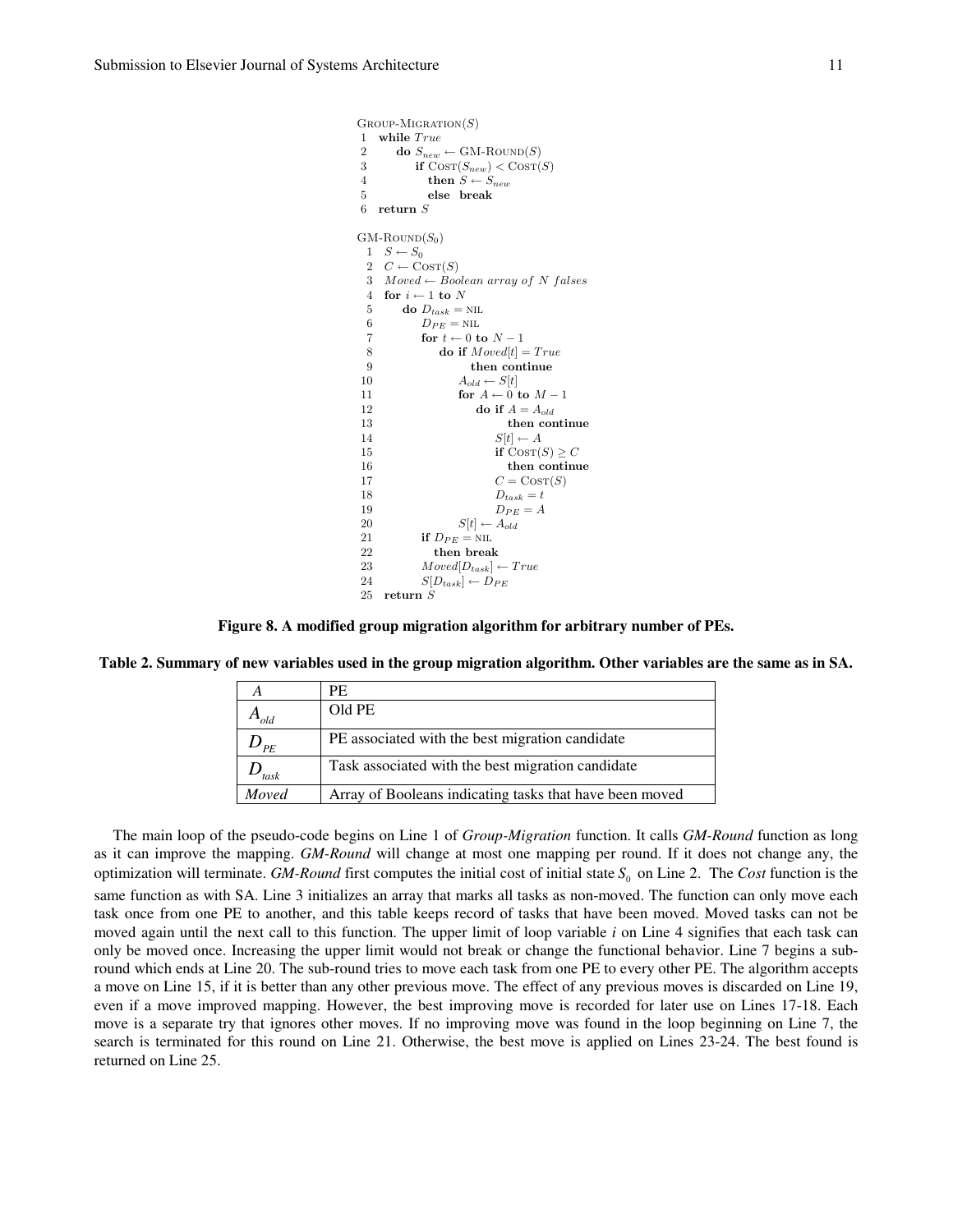```
GROUP-MIGRATION(S)
1  while True
2      do S_new ← GM-ROUND(S)
3         if COST(S_new) < COST(S)
4            then S ← S_new
5            else break
6  return S

GM-ROUND(S_0)
 1  S ← S_0
 2  C ← COST(S)
 3  Moved ← Boolean array of N falses
 4  for i ← 1 to N
 5      do D_task = NIL
 6         D_PE = NIL
 7         for t ← 0 to N − 1
 8             do if Moved[t] = True
 9                   then continue
10                A_old ← S[t]
11                for A ← 0 to M − 1
12                    do if A = A_old
13                          then continue
14                       S[t] ← A
15                       if COST(S) ≥ C
16                          then continue
17                       C = COST(S)
18                       D_task = t
19                       D_PE = A
20                S[t] ← A_old
21         if D_PE = NIL
22            then break
23         Moved[D_task] ← True
24         S[D_task] ← D_PE
25  return S
```

**Figure 8. A modified group migration algorithm for arbitrary number of PEs.**

**Table 2. Summary of new variables used in the group migration algorithm. Other variables are the same as in SA.**

| | |
|---|---|
| $A$ | PE |
| $A_{old}$ | Old PE |
| $D_{PE}$ | PE associated with the best migration candidate |
| $D_{task}$ | Task associated with the best migration candidate |
| *Moved* | Array of Booleans indicating tasks that have been moved |

The main loop of the pseudo-code begins on Line 1 of *Group-Migration* function. It calls *GM-Round* function as long as it can improve the mapping. *GM-Round* will change at most one mapping per round. If it does not change any, the optimization will terminate. *GM-Round* first computes the initial cost of initial state $S_0$ on Line 2. The *Cost* function is the same function as with SA. Line 3 initializes an array that marks all tasks as non-moved. The function can only move each task once from one PE to another, and this table keeps record of tasks that have been moved. Moved tasks can not be moved again until the next call to this function. The upper limit of loop variable $i$ on Line 4 signifies that each task can only be moved once. Increasing the upper limit would not break or change the functional behavior. Line 7 begins a sub-round which ends at Line 20. The sub-round tries to move each task from one PE to every other PE. The algorithm accepts a move on Line 15, if it is better than any other previous move. The effect of any previous moves is discarded on Line 19, even if a move improved mapping. However, the best improving move is recorded for later use on Lines 17-18. Each move is a separate try that ignores other moves. If no improving move was found in the loop beginning on Line 7, the search is terminated for this round on Line 21. Otherwise, the best move is applied on Lines 23-24. The best found is returned on Line 25.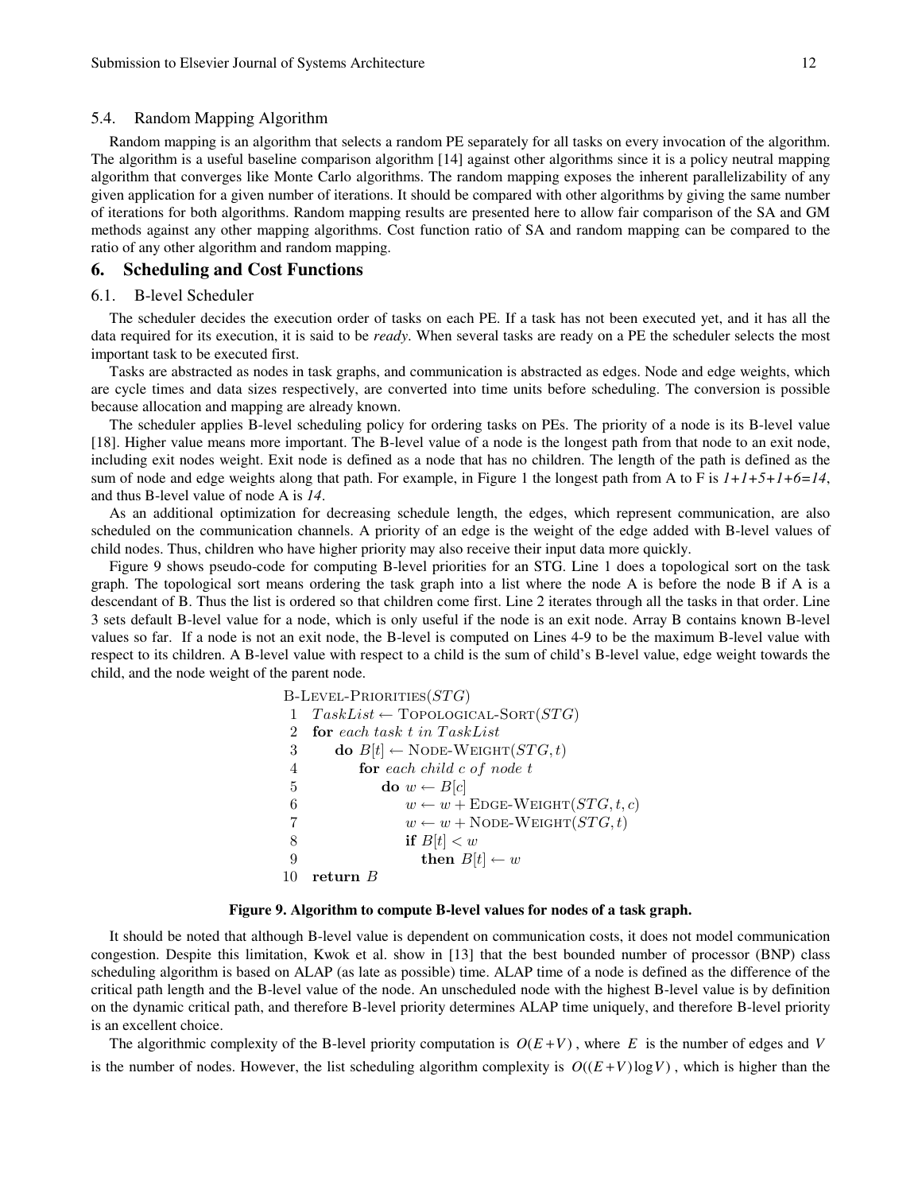### 5.4. Random Mapping Algorithm

Random mapping is an algorithm that selects a random PE separately for all tasks on every invocation of the algorithm. The algorithm is a useful baseline comparison algorithm [14] against other algorithms since it is a policy neutral mapping algorithm that converges like Monte Carlo algorithms. The random mapping exposes the inherent parallelizability of any given application for a given number of iterations. It should be compared with other algorithms by giving the same number of iterations for both algorithms. Random mapping results are presented here to allow fair comparison of the SA and GM methods against any other mapping algorithms. Cost function ratio of SA and random mapping can be compared to the ratio of any other algorithm and random mapping.

## 6. Scheduling and Cost Functions

### 6.1. B-level Scheduler

The scheduler decides the execution order of tasks on each PE. If a task has not been executed yet, and it has all the data required for its execution, it is said to be *ready*. When several tasks are ready on a PE the scheduler selects the most important task to be executed first.

Tasks are abstracted as nodes in task graphs, and communication is abstracted as edges. Node and edge weights, which are cycle times and data sizes respectively, are converted into time units before scheduling. The conversion is possible because allocation and mapping are already known.

The scheduler applies B-level scheduling policy for ordering tasks on PEs. The priority of a node is its B-level value [18]. Higher value means more important. The B-level value of a node is the longest path from that node to an exit node, including exit nodes weight. Exit node is defined as a node that has no children. The length of the path is defined as the sum of node and edge weights along that path. For example, in Figure 1 the longest path from A to F is *1+1+5+1+6=14*, and thus B-level value of node A is *14*.

As an additional optimization for decreasing schedule length, the edges, which represent communication, are also scheduled on the communication channels. A priority of an edge is the weight of the edge added with B-level values of child nodes. Thus, children who have higher priority may also receive their input data more quickly.

Figure 9 shows pseudo-code for computing B-level priorities for an STG. Line 1 does a topological sort on the task graph. The topological sort means ordering the task graph into a list where the node A is before the node B if A is a descendant of B. Thus the list is ordered so that children come first. Line 2 iterates through all the tasks in that order. Line 3 sets default B-level value for a node, which is only useful if the node is an exit node. Array B contains known B-level values so far. If a node is not an exit node, the B-level is computed on Lines 4-9 to be the maximum B-level value with respect to its children. A B-level value with respect to a child is the sum of child's B-level value, edge weight towards the child, and the node weight of the parent node.

```
B-LEVEL-PRIORITIES(STG)
 1  TaskList ← TOPOLOGICAL-SORT(STG)
 2  for each task t in TaskList
 3      do B[t] ← NODE-WEIGHT(STG, t)
 4          for each child c of node t
 5              do w ← B[c]
 6                  w ← w + EDGE-WEIGHT(STG, t, c)
 7                  w ← w + NODE-WEIGHT(STG, t)
 8                  if B[t] < w
 9                      then B[t] ← w
10  return B
```

**Figure 9. Algorithm to compute B-level values for nodes of a task graph.**

It should be noted that although B-level value is dependent on communication costs, it does not model communication congestion. Despite this limitation, Kwok et al. show in [13] that the best bounded number of processor (BNP) class scheduling algorithm is based on ALAP (as late as possible) time. ALAP time of a node is defined as the difference of the critical path length and the B-level value of the node. An unscheduled node with the highest B-level value is by definition on the dynamic critical path, and therefore B-level priority determines ALAP time uniquely, and therefore B-level priority is an excellent choice.

The algorithmic complexity of the B-level priority computation is $O(E+V)$, where $E$ is the number of edges and $V$ is the number of nodes. However, the list scheduling algorithm complexity is $O((E+V)\log V)$, which is higher than the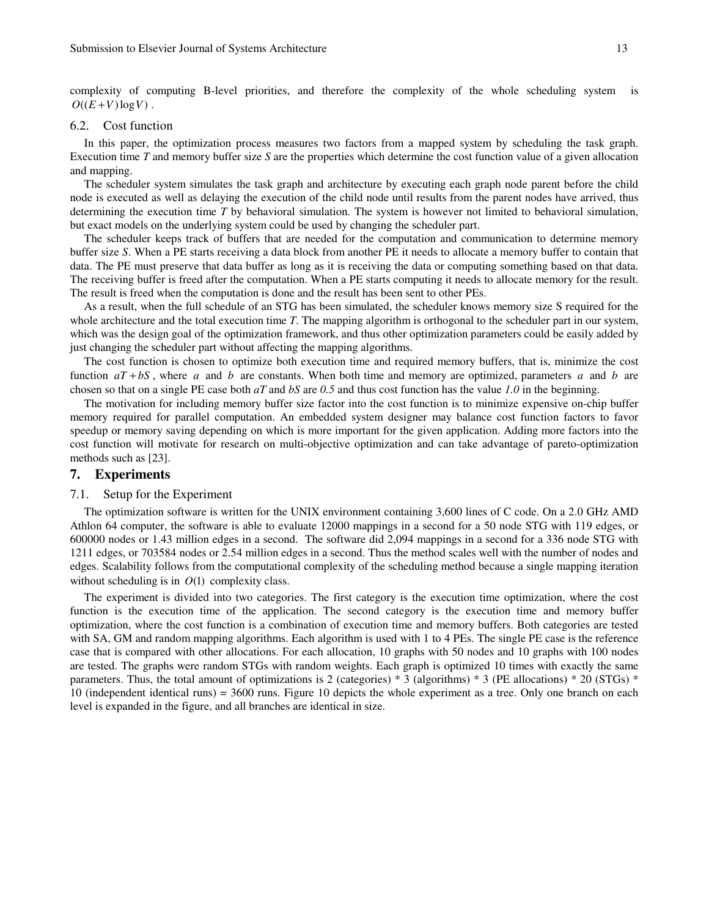complexity of computing B-level priorities, and therefore the complexity of the whole scheduling system is $O((E+V)\log V)$.

### 6.2. Cost function

In this paper, the optimization process measures two factors from a mapped system by scheduling the task graph. Execution time *T* and memory buffer size *S* are the properties which determine the cost function value of a given allocation and mapping.

The scheduler system simulates the task graph and architecture by executing each graph node parent before the child node is executed as well as delaying the execution of the child node until results from the parent nodes have arrived, thus determining the execution time *T* by behavioral simulation. The system is however not limited to behavioral simulation, but exact models on the underlying system could be used by changing the scheduler part.

The scheduler keeps track of buffers that are needed for the computation and communication to determine memory buffer size *S*. When a PE starts receiving a data block from another PE it needs to allocate a memory buffer to contain that data. The PE must preserve that data buffer as long as it is receiving the data or computing something based on that data. The receiving buffer is freed after the computation. When a PE starts computing it needs to allocate memory for the result. The result is freed when the computation is done and the result has been sent to other PEs.

As a result, when the full schedule of an STG has been simulated, the scheduler knows memory size S required for the whole architecture and the total execution time *T*. The mapping algorithm is orthogonal to the scheduler part in our system, which was the design goal of the optimization framework, and thus other optimization parameters could be easily added by just changing the scheduler part without affecting the mapping algorithms.

The cost function is chosen to optimize both execution time and required memory buffers, that is, minimize the cost function $aT+bS$, where $a$ and $b$ are constants. When both time and memory are optimized, parameters $a$ and $b$ are chosen so that on a single PE case both $aT$ and $bS$ are *0.5* and thus cost function has the value *1.0* in the beginning.

The motivation for including memory buffer size factor into the cost function is to minimize expensive on-chip buffer memory required for parallel computation. An embedded system designer may balance cost function factors to favor speedup or memory saving depending on which is more important for the given application. Adding more factors into the cost function will motivate for research on multi-objective optimization and can take advantage of pareto-optimization methods such as [23].

## 7. Experiments

### 7.1. Setup for the Experiment

The optimization software is written for the UNIX environment containing 3,600 lines of C code. On a 2.0 GHz AMD Athlon 64 computer, the software is able to evaluate 12000 mappings in a second for a 50 node STG with 119 edges, or 600000 nodes or 1.43 million edges in a second. The software did 2,094 mappings in a second for a 336 node STG with 1211 edges, or 703584 nodes or 2.54 million edges in a second. Thus the method scales well with the number of nodes and edges. Scalability follows from the computational complexity of the scheduling method because a single mapping iteration without scheduling is in $O(1)$ complexity class.

The experiment is divided into two categories. The first category is the execution time optimization, where the cost function is the execution time of the application. The second category is the execution time and memory buffer optimization, where the cost function is a combination of execution time and memory buffers. Both categories are tested with SA, GM and random mapping algorithms. Each algorithm is used with 1 to 4 PEs. The single PE case is the reference case that is compared with other allocations. For each allocation, 10 graphs with 50 nodes and 10 graphs with 100 nodes are tested. The graphs were random STGs with random weights. Each graph is optimized 10 times with exactly the same parameters. Thus, the total amount of optimizations is 2 (categories) * 3 (algorithms) * 3 (PE allocations) * 20 (STGs) * 10 (independent identical runs) = 3600 runs. Figure 10 depicts the whole experiment as a tree. Only one branch on each level is expanded in the figure, and all branches are identical in size.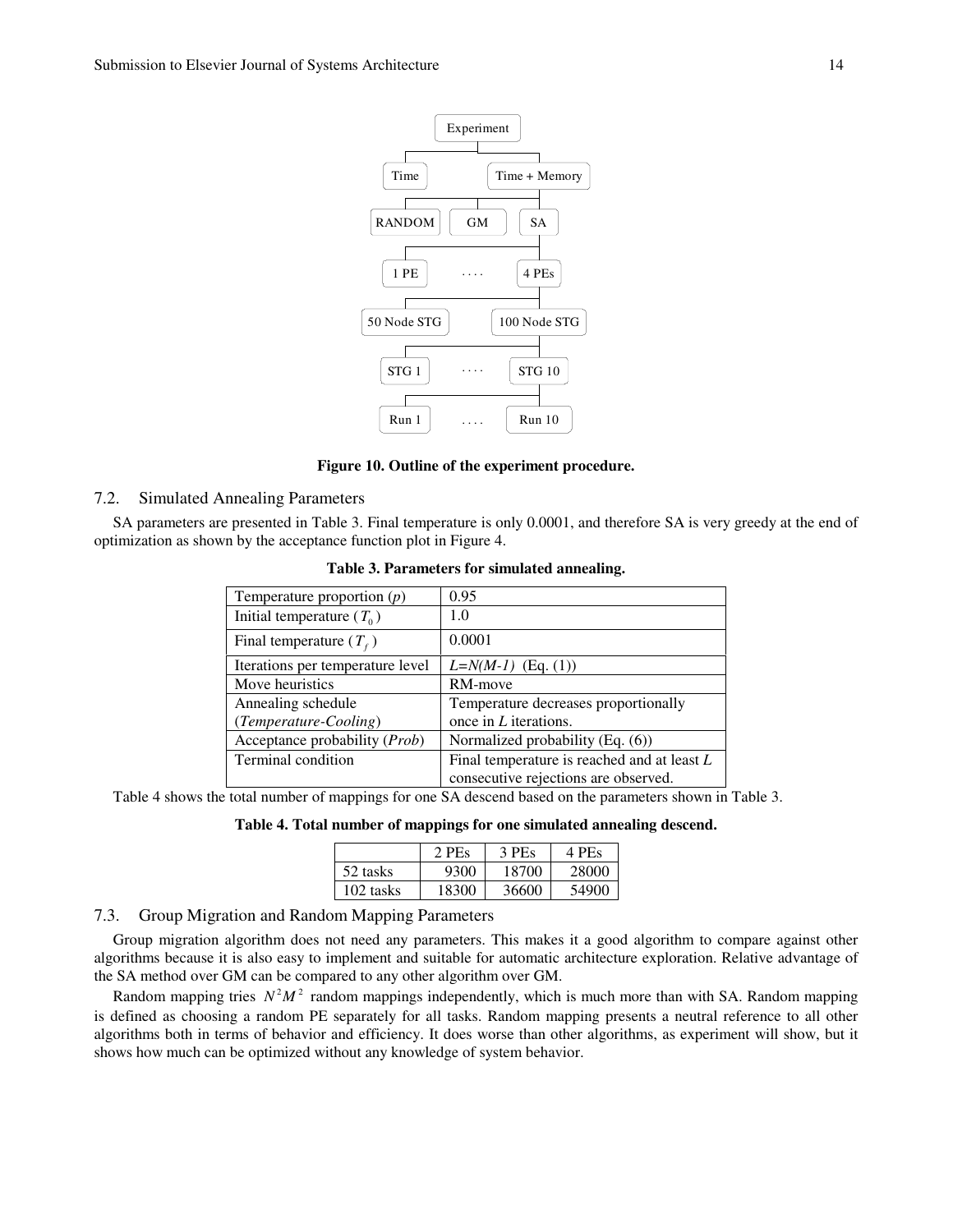Figure 10. Outline of the experiment procedure.

## 7.2. Simulated Annealing Parameters

SA parameters are presented in Table 3. Final temperature is only 0.0001, and therefore SA is very greedy at the end of optimization as shown by the acceptance function plot in Figure 4.

**Table 3. Parameters for simulated annealing.**

| | |
|---|---|
| Temperature proportion ($p$) | 0.95 |
| Initial temperature ($T_0$) | 1.0 |
| Final temperature ($T_f$) | 0.0001 |
| Iterations per temperature level | $L=N(M-1)$ (Eq. (1)) |
| Move heuristics | RM-move |
| Annealing schedule (*Temperature-Cooling*) | Temperature decreases proportionally once in $L$ iterations. |
| Acceptance probability (*Prob*) | Normalized probability (Eq. (6)) |
| Terminal condition | Final temperature is reached and at least $L$ consecutive rejections are observed. |

Table 4 shows the total number of mappings for one SA descend based on the parameters shown in Table 3.

**Table 4. Total number of mappings for one simulated annealing descend.**

| | 2 PEs | 3 PEs | 4 PEs |
|---|---|---|---|
| 52 tasks | 9300 | 18700 | 28000 |
| 102 tasks | 18300 | 36600 | 54900 |

## 7.3. Group Migration and Random Mapping Parameters

Group migration algorithm does not need any parameters. This makes it a good algorithm to compare against other algorithms because it is also easy to implement and suitable for automatic architecture exploration. Relative advantage of the SA method over GM can be compared to any other algorithm over GM.

Random mapping tries $N^2M^2$ random mappings independently, which is much more than with SA. Random mapping is defined as choosing a random PE separately for all tasks. Random mapping presents a neutral reference to all other algorithms both in terms of behavior and efficiency. It does worse than other algorithms, as experiment will show, but it shows how much can be optimized without any knowledge of system behavior.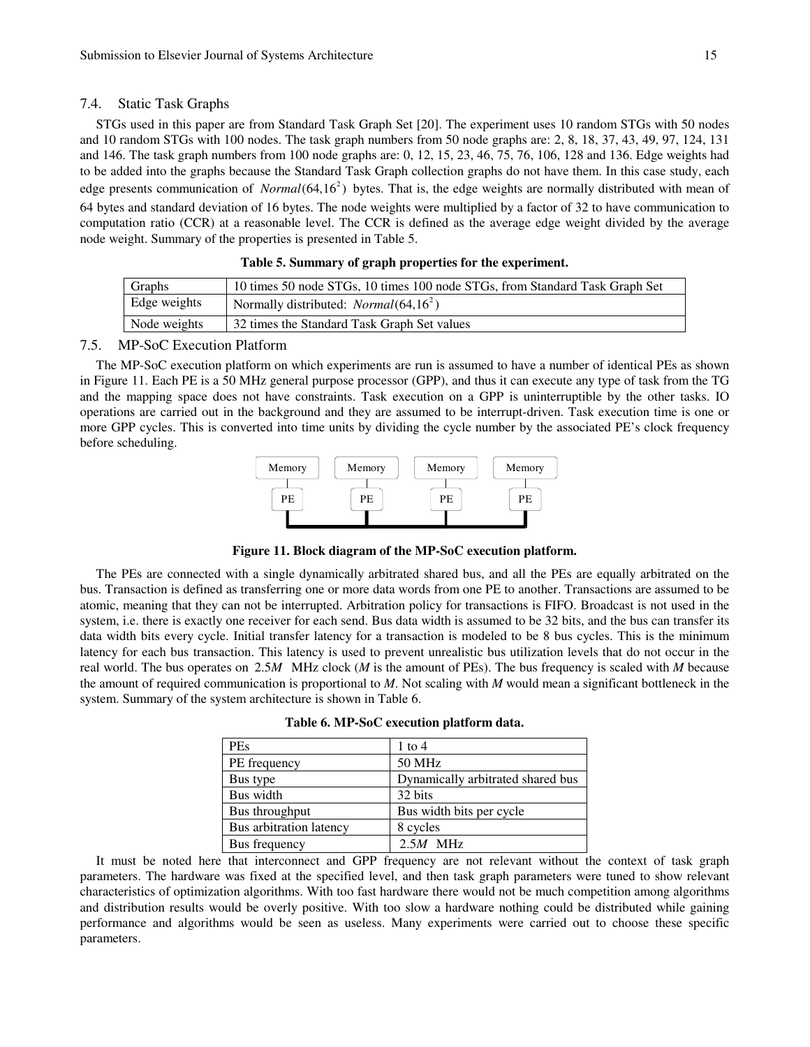### 7.4. Static Task Graphs

STGs used in this paper are from Standard Task Graph Set [20]. The experiment uses 10 random STGs with 50 nodes and 10 random STGs with 100 nodes. The task graph numbers from 50 node graphs are: 2, 8, 18, 37, 43, 49, 97, 124, 131 and 146. The task graph numbers from 100 node graphs are: 0, 12, 15, 23, 46, 75, 76, 106, 128 and 136. Edge weights had to be added into the graphs because the Standard Task Graph collection graphs do not have them. In this case study, each edge presents communication of $Normal(64,16^2)$ bytes. That is, the edge weights are normally distributed with mean of 64 bytes and standard deviation of 16 bytes. The node weights were multiplied by a factor of 32 to have communication to computation ratio (CCR) at a reasonable level. The CCR is defined as the average edge weight divided by the average node weight. Summary of the properties is presented in Table 5.

**Table 5. Summary of graph properties for the experiment.**

| | |
|---|---|
| Graphs | 10 times 50 node STGs, 10 times 100 node STGs, from Standard Task Graph Set |
| Edge weights | Normally distributed: $Normal(64,16^2)$ |
| Node weights | 32 times the Standard Task Graph Set values |

### 7.5. MP-SoC Execution Platform

The MP-SoC execution platform on which experiments are run is assumed to have a number of identical PEs as shown in Figure 11. Each PE is a 50 MHz general purpose processor (GPP), and thus it can execute any type of task from the TG and the mapping space does not have constraints. Task execution on a GPP is uninterruptible by the other tasks. IO operations are carried out in the background and they are assumed to be interrupt-driven. Task execution time is one or more GPP cycles. This is converted into time units by dividing the cycle number by the associated PE's clock frequency before scheduling.

| Memory | Memory | Memory | Memory |
|---|---|---|---|
| PE | PE | PE | PE |

**Figure 11. Block diagram of the MP-SoC execution platform.**

The PEs are connected with a single dynamically arbitrated shared bus, and all the PEs are equally arbitrated on the bus. Transaction is defined as transferring one or more data words from one PE to another. Transactions are assumed to be atomic, meaning that they can not be interrupted. Arbitration policy for transactions is FIFO. Broadcast is not used in the system, i.e. there is exactly one receiver for each send. Bus data width is assumed to be 32 bits, and the bus can transfer its data width bits every cycle. Initial transfer latency for a transaction is modeled to be 8 bus cycles. This is the minimum latency for each bus transaction. This latency is used to prevent unrealistic bus utilization levels that do not occur in the real world. The bus operates on $2.5M$ MHz clock ($M$ is the amount of PEs). The bus frequency is scaled with $M$ because the amount of required communication is proportional to $M$. Not scaling with $M$ would mean a significant bottleneck in the system. Summary of the system architecture is shown in Table 6.

**Table 6. MP-SoC execution platform data.**

| | |
|---|---|
| PEs | 1 to 4 |
| PE frequency | 50 MHz |
| Bus type | Dynamically arbitrated shared bus |
| Bus width | 32 bits |
| Bus throughput | Bus width bits per cycle |
| Bus arbitration latency | 8 cycles |
| Bus frequency | $2.5M$ MHz |

It must be noted here that interconnect and GPP frequency are not relevant without the context of task graph parameters. The hardware was fixed at the specified level, and then task graph parameters were tuned to show relevant characteristics of optimization algorithms. With too fast hardware there would not be much competition among algorithms and distribution results would be overly positive. With too slow a hardware nothing could be distributed while gaining performance and algorithms would be seen as useless. Many experiments were carried out to choose these specific parameters.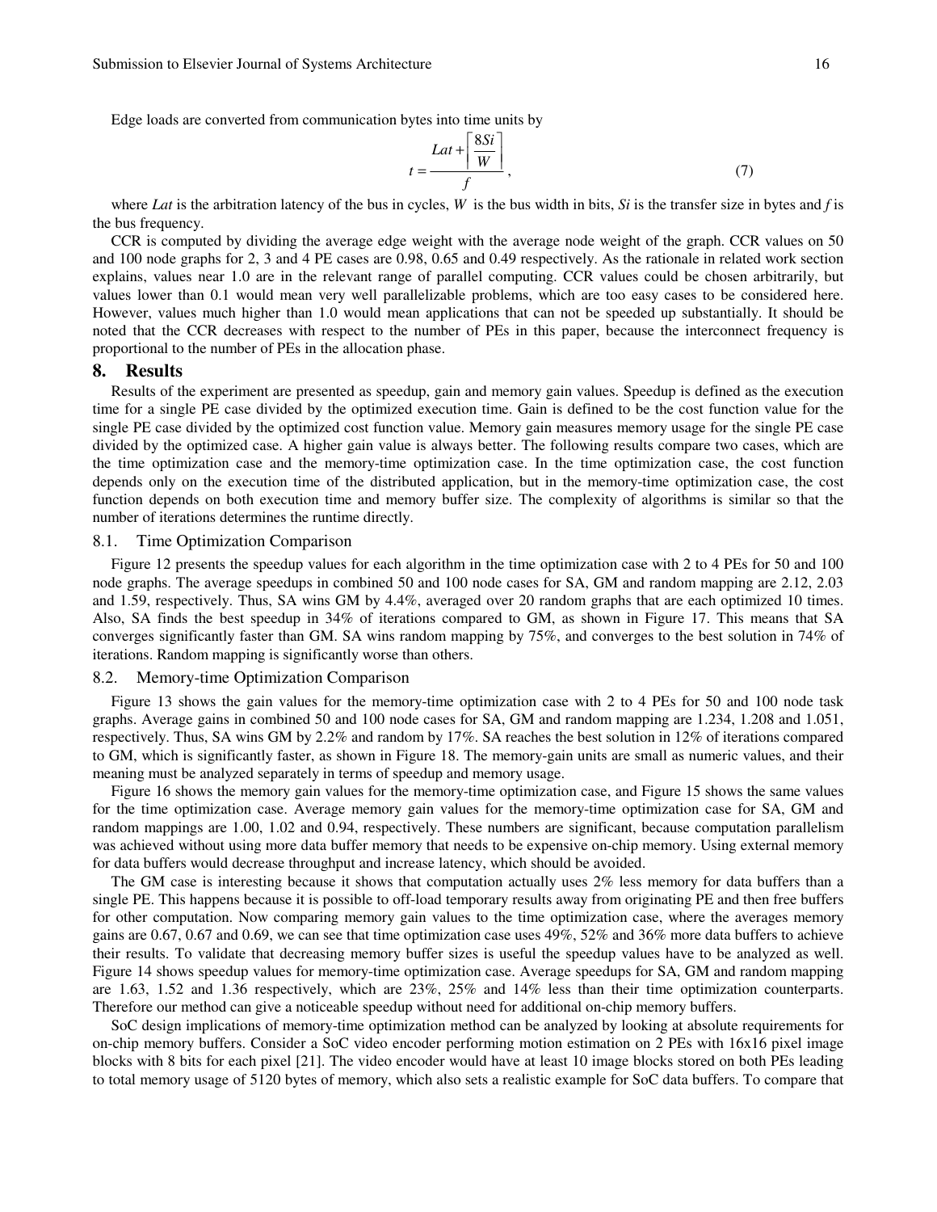Edge loads are converted from communication bytes into time units by

$$t = \frac{Lat + \left\lceil \frac{8Si}{W} \right\rceil}{f}, \tag{7}$$

where *Lat* is the arbitration latency of the bus in cycles, $W$ is the bus width in bits, *Si* is the transfer size in bytes and *f* is the bus frequency.

CCR is computed by dividing the average edge weight with the average node weight of the graph. CCR values on 50 and 100 node graphs for 2, 3 and 4 PE cases are 0.98, 0.65 and 0.49 respectively. As the rationale in related work section explains, values near 1.0 are in the relevant range of parallel computing. CCR values could be chosen arbitrarily, but values lower than 0.1 would mean very well parallelizable problems, which are too easy cases to be considered here. However, values much higher than 1.0 would mean applications that can not be speeded up substantially. It should be noted that the CCR decreases with respect to the number of PEs in this paper, because the interconnect frequency is proportional to the number of PEs in the allocation phase.

# 8. Results

Results of the experiment are presented as speedup, gain and memory gain values. Speedup is defined as the execution time for a single PE case divided by the optimized execution time. Gain is defined to be the cost function value for the single PE case divided by the optimized cost function value. Memory gain measures memory usage for the single PE case divided by the optimized case. A higher gain value is always better. The following results compare two cases, which are the time optimization case and the memory-time optimization case. In the time optimization case, the cost function depends only on the execution time of the distributed application, but in the memory-time optimization case, the cost function depends on both execution time and memory buffer size. The complexity of algorithms is similar so that the number of iterations determines the runtime directly.

## 8.1. Time Optimization Comparison

Figure 12 presents the speedup values for each algorithm in the time optimization case with 2 to 4 PEs for 50 and 100 node graphs. The average speedups in combined 50 and 100 node cases for SA, GM and random mapping are 2.12, 2.03 and 1.59, respectively. Thus, SA wins GM by 4.4%, averaged over 20 random graphs that are each optimized 10 times. Also, SA finds the best speedup in 34% of iterations compared to GM, as shown in Figure 17. This means that SA converges significantly faster than GM. SA wins random mapping by 75%, and converges to the best solution in 74% of iterations. Random mapping is significantly worse than others.

## 8.2. Memory-time Optimization Comparison

Figure 13 shows the gain values for the memory-time optimization case with 2 to 4 PEs for 50 and 100 node task graphs. Average gains in combined 50 and 100 node cases for SA, GM and random mapping are 1.234, 1.208 and 1.051, respectively. Thus, SA wins GM by 2.2% and random by 17%. SA reaches the best solution in 12% of iterations compared to GM, which is significantly faster, as shown in Figure 18. The memory-gain units are small as numeric values, and their meaning must be analyzed separately in terms of speedup and memory usage.

Figure 16 shows the memory gain values for the memory-time optimization case, and Figure 15 shows the same values for the time optimization case. Average memory gain values for the memory-time optimization case for SA, GM and random mappings are 1.00, 1.02 and 0.94, respectively. These numbers are significant, because computation parallelism was achieved without using more data buffer memory that needs to be expensive on-chip memory. Using external memory for data buffers would decrease throughput and increase latency, which should be avoided.

The GM case is interesting because it shows that computation actually uses 2% less memory for data buffers than a single PE. This happens because it is possible to off-load temporary results away from originating PE and then free buffers for other computation. Now comparing memory gain values to the time optimization case, where the averages memory gains are 0.67, 0.67 and 0.69, we can see that time optimization case uses 49%, 52% and 36% more data buffers to achieve their results. To validate that decreasing memory buffer sizes is useful the speedup values have to be analyzed as well. Figure 14 shows speedup values for memory-time optimization case. Average speedups for SA, GM and random mapping are 1.63, 1.52 and 1.36 respectively, which are 23%, 25% and 14% less than their time optimization counterparts. Therefore our method can give a noticeable speedup without need for additional on-chip memory buffers.

SoC design implications of memory-time optimization method can be analyzed by looking at absolute requirements for on-chip memory buffers. Consider a SoC video encoder performing motion estimation on 2 PEs with 16x16 pixel image blocks with 8 bits for each pixel [21]. The video encoder would have at least 10 image blocks stored on both PEs leading to total memory usage of 5120 bytes of memory, which also sets a realistic example for SoC data buffers. To compare that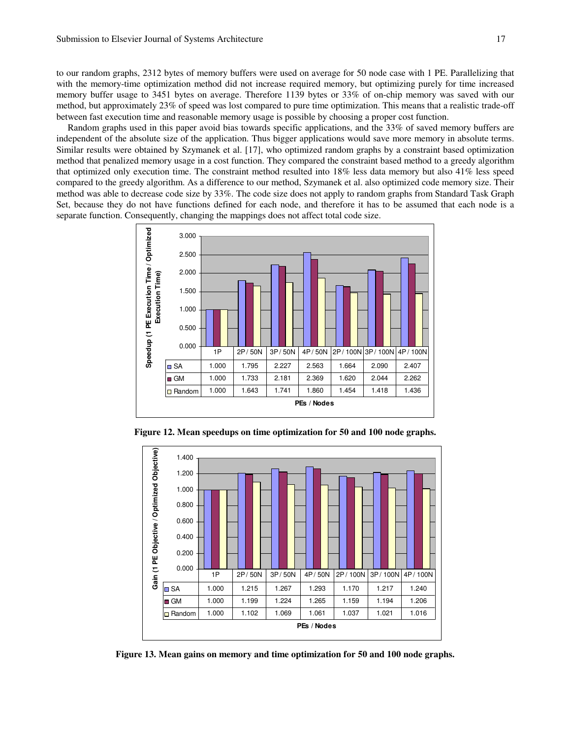to our random graphs, 2312 bytes of memory buffers were used on average for 50 node case with 1 PE. Parallelizing that with the memory-time optimization method did not increase required memory, but optimizing purely for time increased memory buffer usage to 3451 bytes on average. Therefore 1139 bytes or 33% of on-chip memory was saved with our method, but approximately 23% of speed was lost compared to pure time optimization. This means that a realistic trade-off between fast execution time and reasonable memory usage is possible by choosing a proper cost function.

Random graphs used in this paper avoid bias towards specific applications, and the 33% of saved memory buffers are independent of the absolute size of the application. Thus bigger applications would save more memory in absolute terms. Similar results were obtained by Szymanek et al. [17], who optimized random graphs by a constraint based optimization method that penalized memory usage in a cost function. They compared the constraint based method to a greedy algorithm that optimized only execution time. The constraint method resulted into 18% less data memory but also 41% less speed compared to the greedy algorithm. As a difference to our method, Szymanek et al. also optimized code memory size. Their method was able to decrease code size by 33%. The code size does not apply to random graphs from Standard Task Graph Set, because they do not have functions defined for each node, and therefore it has to be assumed that each node is a separate function. Consequently, changing the mappings does not affect total code size.

| | 1P | 2P / 50N | 3P / 50N | 4P / 50N | 2P / 100N | 3P / 100N | 4P / 100N |
|---|---|---|---|---|---|---|---|
| SA | 1.000 | 1.795 | 2.227 | 2.563 | 1.664 | 2.090 | 2.407 |
| GM | 1.000 | 1.733 | 2.181 | 2.369 | 1.620 | 2.044 | 2.262 |
| Random | 1.000 | 1.643 | 1.741 | 1.860 | 1.454 | 1.418 | 1.436 |

**Figure 12. Mean speedups on time optimization for 50 and 100 node graphs.**

| | 1P | 2P / 50N | 3P / 50N | 4P / 50N | 2P / 100N | 3P / 100N | 4P / 100N |
|---|---|---|---|---|---|---|---|
| SA | 1.000 | 1.215 | 1.267 | 1.293 | 1.170 | 1.217 | 1.240 |
| GM | 1.000 | 1.199 | 1.224 | 1.265 | 1.159 | 1.194 | 1.206 |
| Random | 1.000 | 1.102 | 1.069 | 1.061 | 1.037 | 1.021 | 1.016 |

**Figure 13. Mean gains on memory and time optimization for 50 and 100 node graphs.**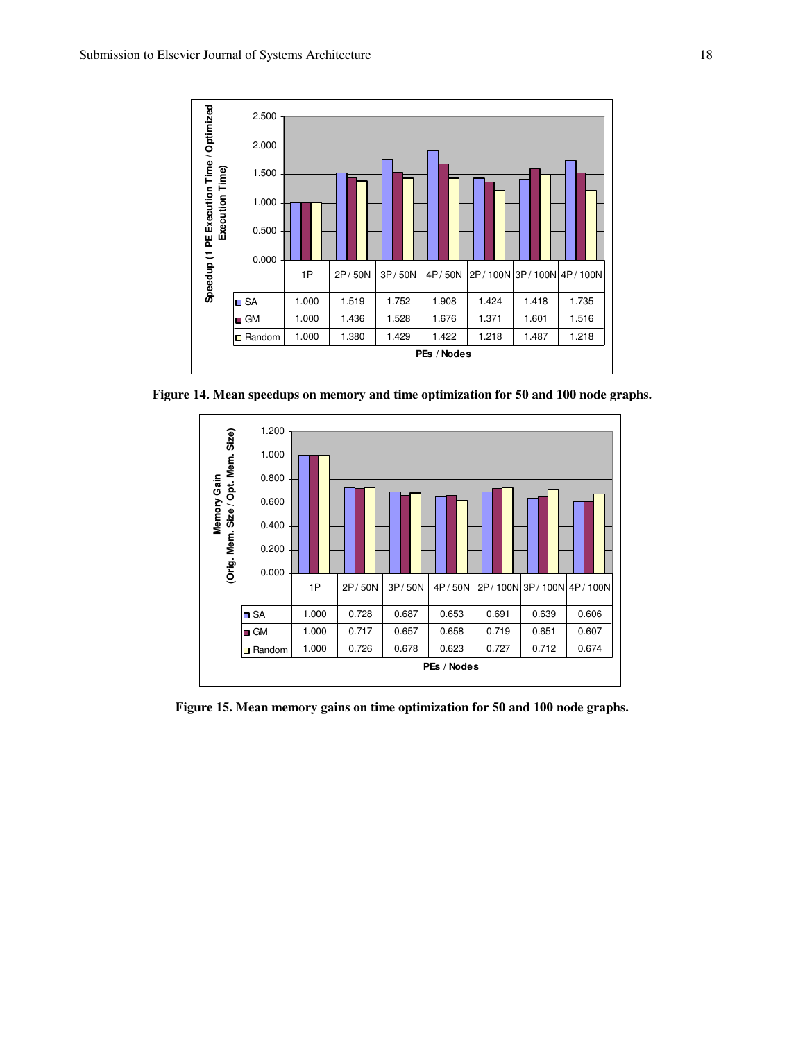| | 1P | 2P / 50N | 3P / 50N | 4P / 50N | 2P / 100N | 3P / 100N | 4P / 100N |
|---|---|---|---|---|---|---|---|
| SA | 1.000 | 1.519 | 1.752 | 1.908 | 1.424 | 1.418 | 1.735 |
| GM | 1.000 | 1.436 | 1.528 | 1.676 | 1.371 | 1.601 | 1.516 |
| Random | 1.000 | 1.380 | 1.429 | 1.422 | 1.218 | 1.487 | 1.218 |

**Figure 14. Mean speedups on memory and time optimization for 50 and 100 node graphs.**

| | 1P | 2P / 50N | 3P / 50N | 4P / 50N | 2P / 100N | 3P / 100N | 4P / 100N |
|---|---|---|---|---|---|---|---|
| SA | 1.000 | 0.728 | 0.687 | 0.653 | 0.691 | 0.639 | 0.606 |
| GM | 1.000 | 0.717 | 0.657 | 0.658 | 0.719 | 0.651 | 0.607 |
| Random | 1.000 | 0.726 | 0.678 | 0.623 | 0.727 | 0.712 | 0.674 |

**Figure 15. Mean memory gains on time optimization for 50 and 100 node graphs.**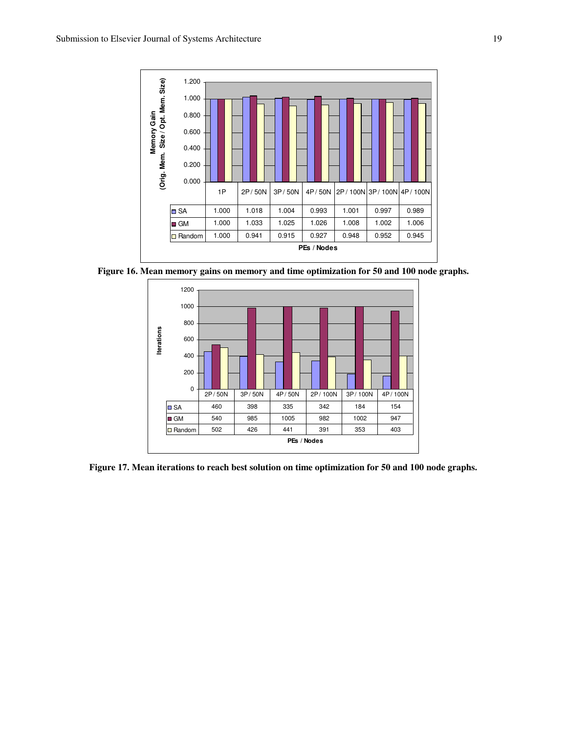| PEs / Nodes | 1P | 2P / 50N | 3P / 50N | 4P / 50N | 2P / 100N | 3P / 100N | 4P / 100N |
|---|---|---|---|---|---|---|---|
| SA | 1.000 | 1.018 | 1.004 | 0.993 | 1.001 | 0.997 | 0.989 |
| GM | 1.000 | 1.033 | 1.025 | 1.026 | 1.008 | 1.002 | 1.006 |
| Random | 1.000 | 0.941 | 0.915 | 0.927 | 0.948 | 0.952 | 0.945 |

**Figure 16. Mean memory gains on memory and time optimization for 50 and 100 node graphs.**

| PEs / Nodes | 2P / 50N | 3P / 50N | 4P / 50N | 2P / 100N | 3P / 100N | 4P / 100N |
|---|---|---|---|---|---|---|
| SA | 460 | 398 | 335 | 342 | 184 | 154 |
| GM | 540 | 985 | 1005 | 982 | 1002 | 947 |
| Random | 502 | 426 | 441 | 391 | 353 | 403 |

**Figure 17. Mean iterations to reach best solution on time optimization for 50 and 100 node graphs.**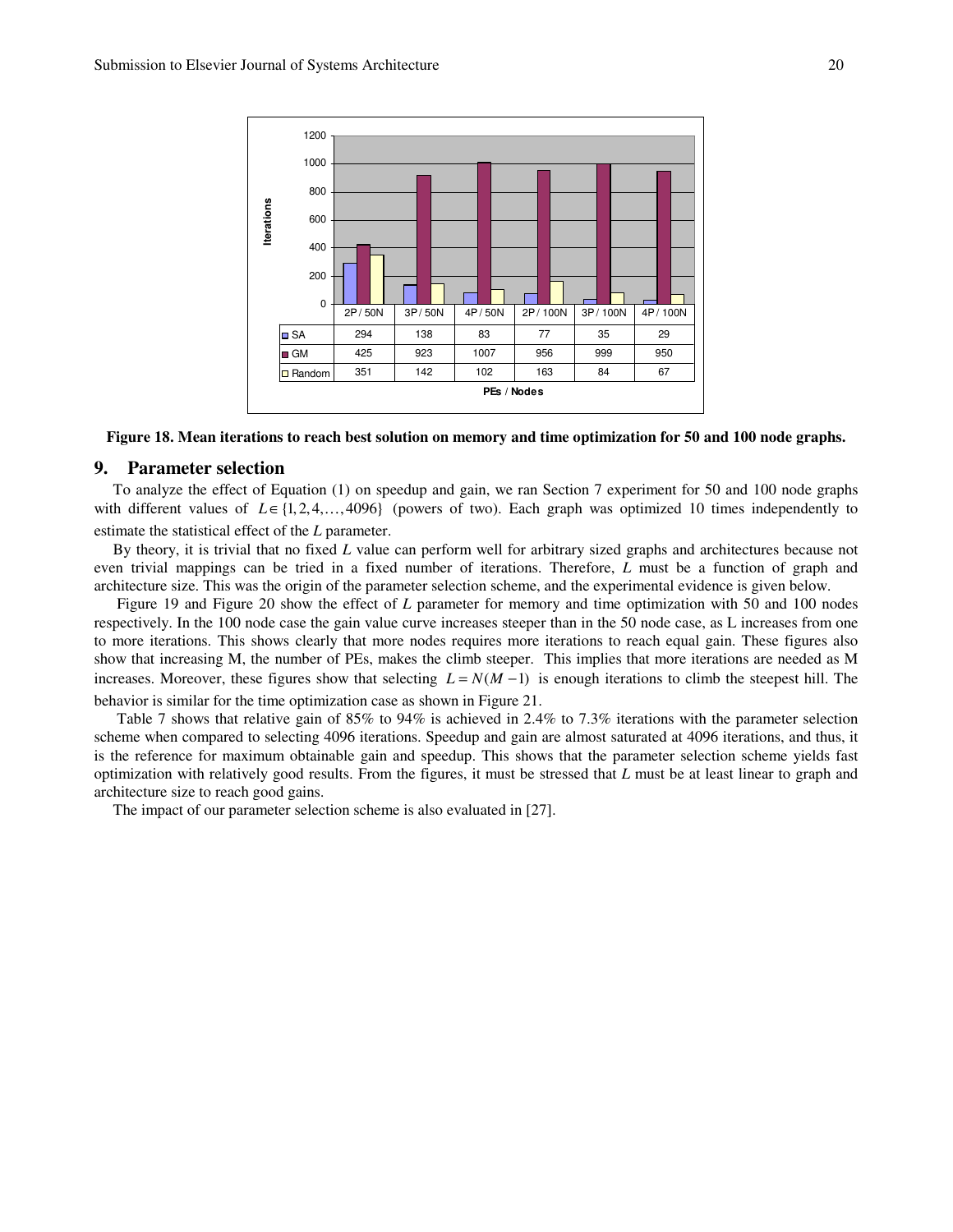| | 2P / 50N | 3P / 50N | 4P / 50N | 2P / 100N | 3P / 100N | 4P / 100N |
|---|---|---|---|---|---|---|
| SA | 294 | 138 | 83 | 77 | 35 | 29 |
| GM | 425 | 923 | 1007 | 956 | 999 | 950 |
| Random | 351 | 142 | 102 | 163 | 84 | 67 |

**Figure 18. Mean iterations to reach best solution on memory and time optimization for 50 and 100 node graphs.**

## 9. Parameter selection

To analyze the effect of Equation (1) on speedup and gain, we ran Section 7 experiment for 50 and 100 node graphs with different values of $L \in \{1, 2, 4, \ldots, 4096\}$ (powers of two). Each graph was optimized 10 times independently to estimate the statistical effect of the *L* parameter.

By theory, it is trivial that no fixed *L* value can perform well for arbitrary sized graphs and architectures because not even trivial mappings can be tried in a fixed number of iterations. Therefore, *L* must be a function of graph and architecture size. This was the origin of the parameter selection scheme, and the experimental evidence is given below.

Figure 19 and Figure 20 show the effect of *L* parameter for memory and time optimization with 50 and 100 nodes respectively. In the 100 node case the gain value curve increases steeper than in the 50 node case, as L increases from one to more iterations. This shows clearly that more nodes requires more iterations to reach equal gain. These figures also show that increasing M, the number of PEs, makes the climb steeper. This implies that more iterations are needed as M increases. Moreover, these figures show that selecting $L = N(M-1)$ is enough iterations to climb the steepest hill. The behavior is similar for the time optimization case as shown in Figure 21.

Table 7 shows that relative gain of 85% to 94% is achieved in 2.4% to 7.3% iterations with the parameter selection scheme when compared to selecting 4096 iterations. Speedup and gain are almost saturated at 4096 iterations, and thus, it is the reference for maximum obtainable gain and speedup. This shows that the parameter selection scheme yields fast optimization with relatively good results. From the figures, it must be stressed that *L* must be at least linear to graph and architecture size to reach good gains.

The impact of our parameter selection scheme is also evaluated in [27].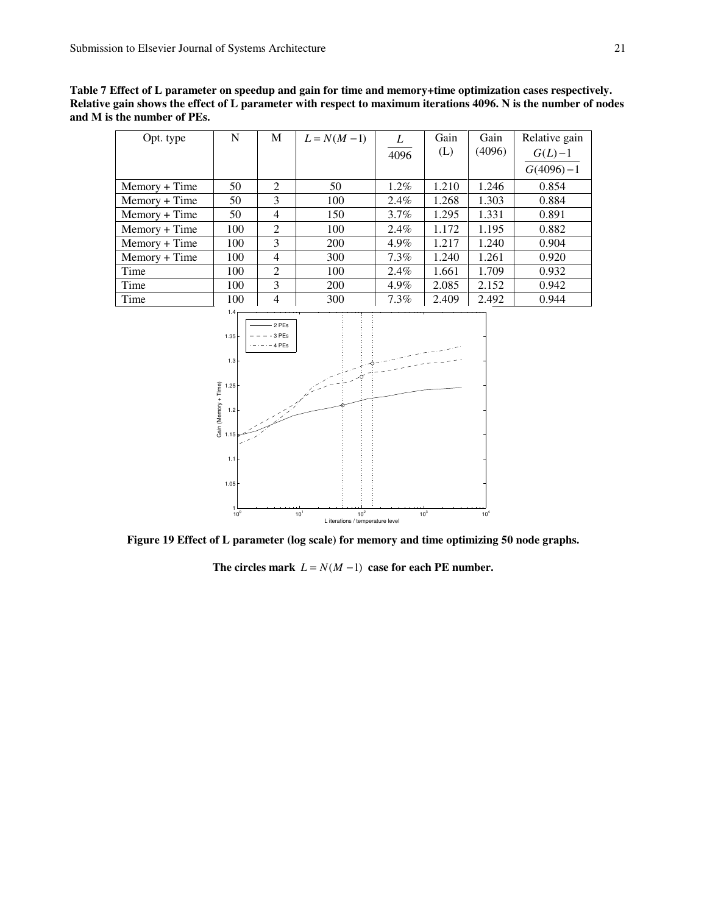**Table 7 Effect of L parameter on speedup and gain for time and memory+time optimization cases respectively. Relative gain shows the effect of L parameter with respect to maximum iterations 4096. N is the number of nodes and M is the number of PEs.**

| Opt. type | N | M | $L = N(M-1)$ | $\frac{L}{4096}$ | Gain (L) | Gain (4096) | Relative gain $\frac{G(L)-1}{G(4096)-1}$ |
|---|---|---|---|---|---|---|---|
| Memory + Time | 50 | 2 | 50 | 1.2% | 1.210 | 1.246 | 0.854 |
| Memory + Time | 50 | 3 | 100 | 2.4% | 1.268 | 1.303 | 0.884 |
| Memory + Time | 50 | 4 | 150 | 3.7% | 1.295 | 1.331 | 0.891 |
| Memory + Time | 100 | 2 | 100 | 2.4% | 1.172 | 1.195 | 0.882 |
| Memory + Time | 100 | 3 | 200 | 4.9% | 1.217 | 1.240 | 0.904 |
| Memory + Time | 100 | 4 | 300 | 7.3% | 1.240 | 1.261 | 0.920 |
| Time | 100 | 2 | 100 | 2.4% | 1.661 | 1.709 | 0.932 |
| Time | 100 | 3 | 200 | 4.9% | 2.085 | 2.152 | 0.942 |
| Time | 100 | 4 | 300 | 7.3% | 2.409 | 2.492 | 0.944 |

**Figure 19 Effect of L parameter (log scale) for memory and time optimizing 50 node graphs.**

**The circles mark $L = N(M-1)$ case for each PE number.**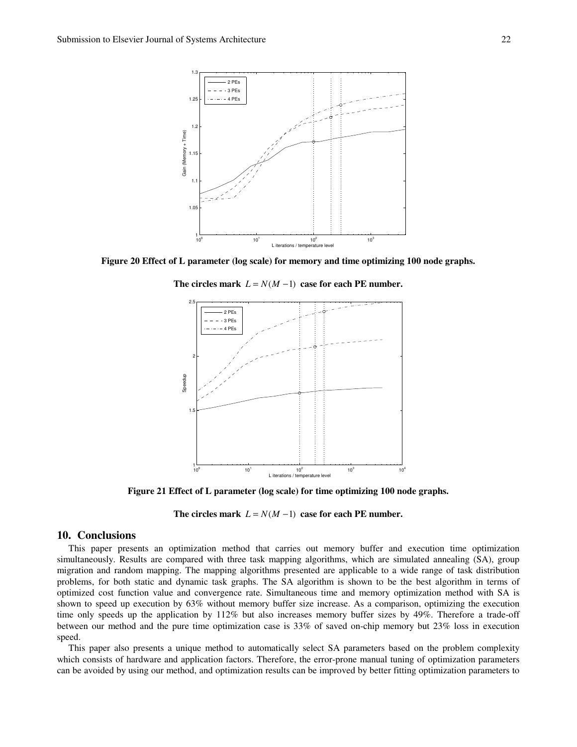Figure 20 Effect of L parameter (log scale) for memory and time optimizing 100 node graphs.

The circles mark $L = N(M-1)$ case for each PE number.

Figure 21 Effect of L parameter (log scale) for time optimizing 100 node graphs.

The circles mark $L = N(M-1)$ case for each PE number.

## 10. Conclusions

This paper presents an optimization method that carries out memory buffer and execution time optimization simultaneously. Results are compared with three task mapping algorithms, which are simulated annealing (SA), group migration and random mapping. The mapping algorithms presented are applicable to a wide range of task distribution problems, for both static and dynamic task graphs. The SA algorithm is shown to be the best algorithm in terms of optimized cost function value and convergence rate. Simultaneous time and memory optimization method with SA is shown to speed up execution by 63% without memory buffer size increase. As a comparison, optimizing the execution time only speeds up the application by 112% but also increases memory buffer sizes by 49%. Therefore a trade-off between our method and the pure time optimization case is 33% of saved on-chip memory but 23% loss in execution speed.

This paper also presents a unique method to automatically select SA parameters based on the problem complexity which consists of hardware and application factors. Therefore, the error-prone manual tuning of optimization parameters can be avoided by using our method, and optimization results can be improved by better fitting optimization parameters to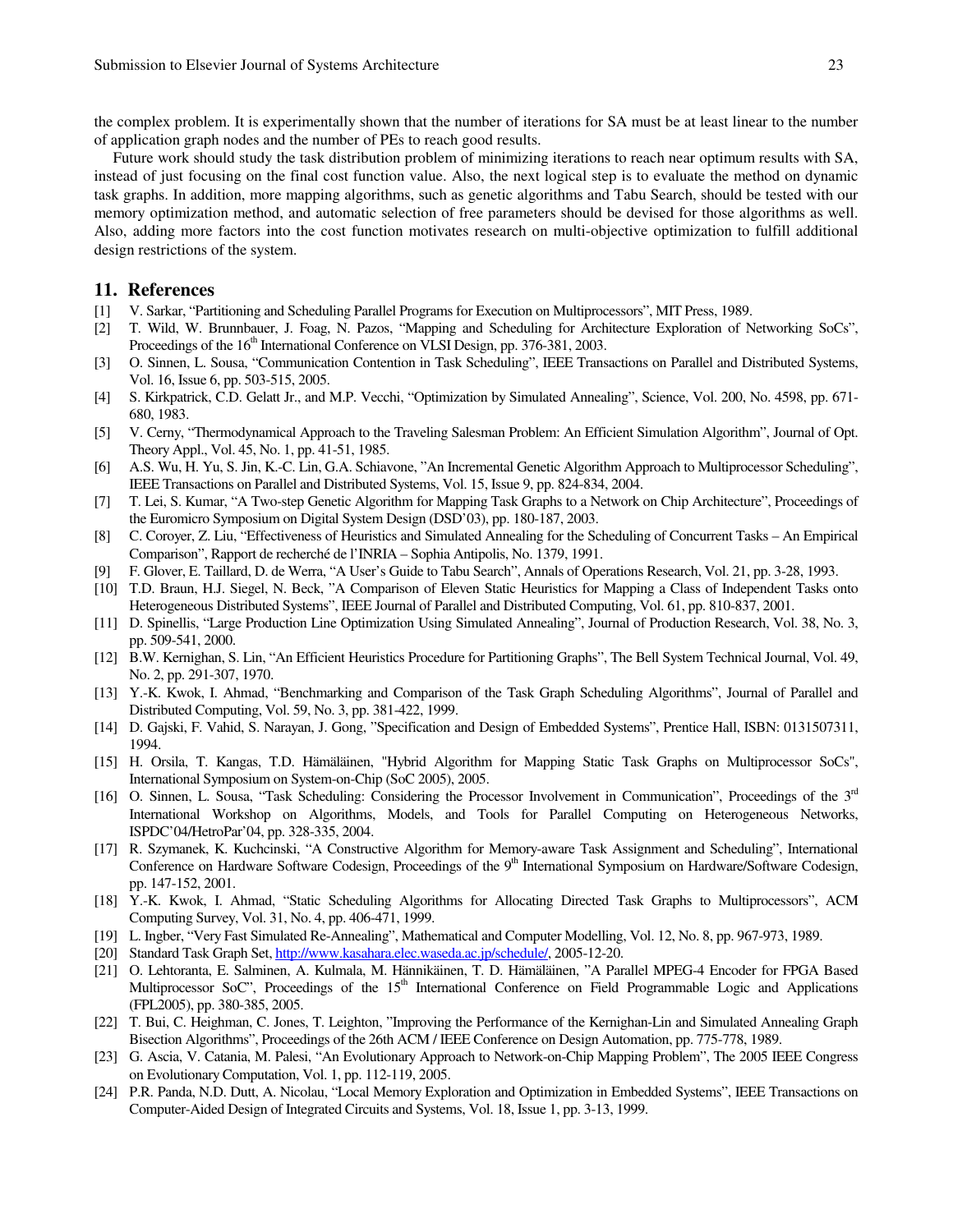the complex problem. It is experimentally shown that the number of iterations for SA must be at least linear to the number of application graph nodes and the number of PEs to reach good results.

Future work should study the task distribution problem of minimizing iterations to reach near optimum results with SA, instead of just focusing on the final cost function value. Also, the next logical step is to evaluate the method on dynamic task graphs. In addition, more mapping algorithms, such as genetic algorithms and Tabu Search, should be tested with our memory optimization method, and automatic selection of free parameters should be devised for those algorithms as well. Also, adding more factors into the cost function motivates research on multi-objective optimization to fulfill additional design restrictions of the system.

## 11. References

[1] V. Sarkar, "Partitioning and Scheduling Parallel Programs for Execution on Multiprocessors", MIT Press, 1989.

[2] T. Wild, W. Brunnbauer, J. Foag, N. Pazos, "Mapping and Scheduling for Architecture Exploration of Networking SoCs", Proceedings of the 16th International Conference on VLSI Design, pp. 376-381, 2003.

[3] O. Sinnen, L. Sousa, "Communication Contention in Task Scheduling", IEEE Transactions on Parallel and Distributed Systems, Vol. 16, Issue 6, pp. 503-515, 2005.

[4] S. Kirkpatrick, C.D. Gelatt Jr., and M.P. Vecchi, "Optimization by Simulated Annealing", Science, Vol. 200, No. 4598, pp. 671-680, 1983.

[5] V. Cerny, "Thermodynamical Approach to the Traveling Salesman Problem: An Efficient Simulation Algorithm", Journal of Opt. Theory Appl., Vol. 45, No. 1, pp. 41-51, 1985.

[6] A.S. Wu, H. Yu, S. Jin, K.-C. Lin, G.A. Schiavone, "An Incremental Genetic Algorithm Approach to Multiprocessor Scheduling", IEEE Transactions on Parallel and Distributed Systems, Vol. 15, Issue 9, pp. 824-834, 2004.

[7] T. Lei, S. Kumar, "A Two-step Genetic Algorithm for Mapping Task Graphs to a Network on Chip Architecture", Proceedings of the Euromicro Symposium on Digital System Design (DSD'03), pp. 180-187, 2003.

[8] C. Coroyer, Z. Liu, "Effectiveness of Heuristics and Simulated Annealing for the Scheduling of Concurrent Tasks – An Empirical Comparison", Rapport de recherché de l'INRIA – Sophia Antipolis, No. 1379, 1991.

[9] F. Glover, E. Taillard, D. de Werra, "A User's Guide to Tabu Search", Annals of Operations Research, Vol. 21, pp. 3-28, 1993.

[10] T.D. Braun, H.J. Siegel, N. Beck, "A Comparison of Eleven Static Heuristics for Mapping a Class of Independent Tasks onto Heterogeneous Distributed Systems", IEEE Journal of Parallel and Distributed Computing, Vol. 61, pp. 810-837, 2001.

[11] D. Spinellis, "Large Production Line Optimization Using Simulated Annealing", Journal of Production Research, Vol. 38, No. 3, pp. 509-541, 2000.

[12] B.W. Kernighan, S. Lin, "An Efficient Heuristics Procedure for Partitioning Graphs", The Bell System Technical Journal, Vol. 49, No. 2, pp. 291-307, 1970.

[13] Y.-K. Kwok, I. Ahmad, "Benchmarking and Comparison of the Task Graph Scheduling Algorithms", Journal of Parallel and Distributed Computing, Vol. 59, No. 3, pp. 381-422, 1999.

[14] D. Gajski, F. Vahid, S. Narayan, J. Gong, "Specification and Design of Embedded Systems", Prentice Hall, ISBN: 0131507311, 1994.

[15] H. Orsila, T. Kangas, T.D. Hämäläinen, "Hybrid Algorithm for Mapping Static Task Graphs on Multiprocessor SoCs", International Symposium on System-on-Chip (SoC 2005), 2005.

[16] O. Sinnen, L. Sousa, "Task Scheduling: Considering the Processor Involvement in Communication", Proceedings of the 3rd International Workshop on Algorithms, Models, and Tools for Parallel Computing on Heterogeneous Networks, ISPDC'04/HetroPar'04, pp. 328-335, 2004.

[17] R. Szymanek, K. Kuchcinski, "A Constructive Algorithm for Memory-aware Task Assignment and Scheduling", International Conference on Hardware Software Codesign, Proceedings of the 9th International Symposium on Hardware/Software Codesign, pp. 147-152, 2001.

[18] Y.-K. Kwok, I. Ahmad, "Static Scheduling Algorithms for Allocating Directed Task Graphs to Multiprocessors", ACM Computing Survey, Vol. 31, No. 4, pp. 406-471, 1999.

[19] L. Ingber, "Very Fast Simulated Re-Annealing", Mathematical and Computer Modelling, Vol. 12, No. 8, pp. 967-973, 1989.

[20] Standard Task Graph Set, http://www.kasahara.elec.waseda.ac.jp/schedule/, 2005-12-20.

[21] O. Lehtoranta, E. Salminen, A. Kulmala, M. Hännikäinen, T. D. Hämäläinen, "A Parallel MPEG-4 Encoder for FPGA Based Multiprocessor SoC", Proceedings of the 15th International Conference on Field Programmable Logic and Applications (FPL2005), pp. 380-385, 2005.

[22] T. Bui, C. Heighman, C. Jones, T. Leighton, "Improving the Performance of the Kernighan-Lin and Simulated Annealing Graph Bisection Algorithms", Proceedings of the 26th ACM / IEEE Conference on Design Automation, pp. 775-778, 1989.

[23] G. Ascia, V. Catania, M. Palesi, "An Evolutionary Approach to Network-on-Chip Mapping Problem", The 2005 IEEE Congress on Evolutionary Computation, Vol. 1, pp. 112-119, 2005.

[24] P.R. Panda, N.D. Dutt, A. Nicolau, "Local Memory Exploration and Optimization in Embedded Systems", IEEE Transactions on Computer-Aided Design of Integrated Circuits and Systems, Vol. 18, Issue 1, pp. 3-13, 1999.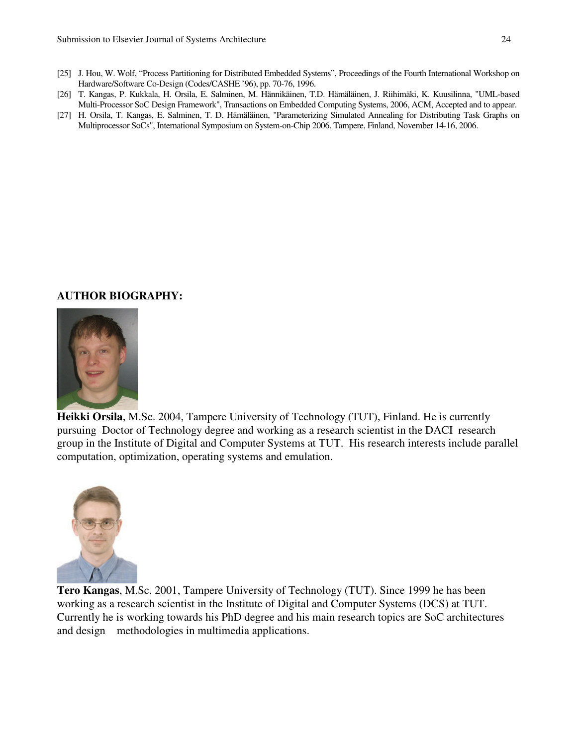[25] J. Hou, W. Wolf, "Process Partitioning for Distributed Embedded Systems", Proceedings of the Fourth International Workshop on Hardware/Software Co-Design (Codes/CASHE '96), pp. 70-76, 1996.

[26] T. Kangas, P. Kukkala, H. Orsila, E. Salminen, M. Hännikäinen, T.D. Hämäläinen, J. Riihimäki, K. Kuusilinna, "UML-based Multi-Processor SoC Design Framework", Transactions on Embedded Computing Systems, 2006, ACM, Accepted and to appear.

[27] H. Orsila, T. Kangas, E. Salminen, T. D. Hämäläinen, "Parameterizing Simulated Annealing for Distributing Task Graphs on Multiprocessor SoCs", International Symposium on System-on-Chip 2006, Tampere, Finland, November 14-16, 2006.

## AUTHOR BIOGRAPHY:

**Heikki Orsila**, M.Sc. 2004, Tampere University of Technology (TUT), Finland. He is currently pursuing Doctor of Technology degree and working as a research scientist in the DACI research group in the Institute of Digital and Computer Systems at TUT. His research interests include parallel computation, optimization, operating systems and emulation.

**Tero Kangas**, M.Sc. 2001, Tampere University of Technology (TUT). Since 1999 he has been working as a research scientist in the Institute of Digital and Computer Systems (DCS) at TUT. Currently he is working towards his PhD degree and his main research topics are SoC architectures and design methodologies in multimedia applications.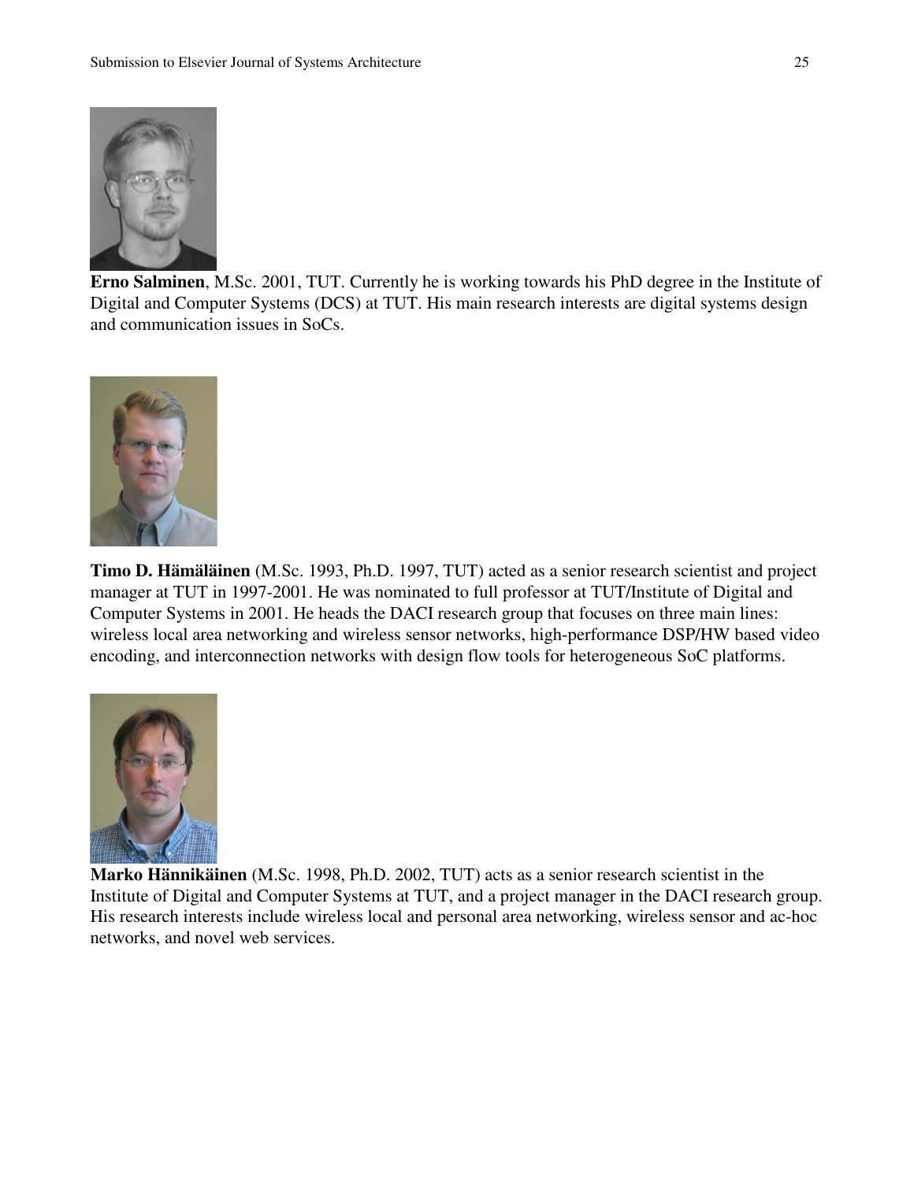**Erno Salminen**, M.Sc. 2001, TUT. Currently he is working towards his PhD degree in the Institute of Digital and Computer Systems (DCS) at TUT. His main research interests are digital systems design and communication issues in SoCs.

**Timo D. Hämäläinen** (M.Sc. 1993, Ph.D. 1997, TUT) acted as a senior research scientist and project manager at TUT in 1997-2001. He was nominated to full professor at TUT/Institute of Digital and Computer Systems in 2001. He heads the DACI research group that focuses on three main lines: wireless local area networking and wireless sensor networks, high-performance DSP/HW based video encoding, and interconnection networks with design flow tools for heterogeneous SoC platforms.

**Marko Hännikäinen** (M.Sc. 1998, Ph.D. 2002, TUT) acts as a senior research scientist in the Institute of Digital and Computer Systems at TUT, and a project manager in the DACI research group. His research interests include wireless local and personal area networking, wireless sensor and ac-hoc networks, and novel web services.